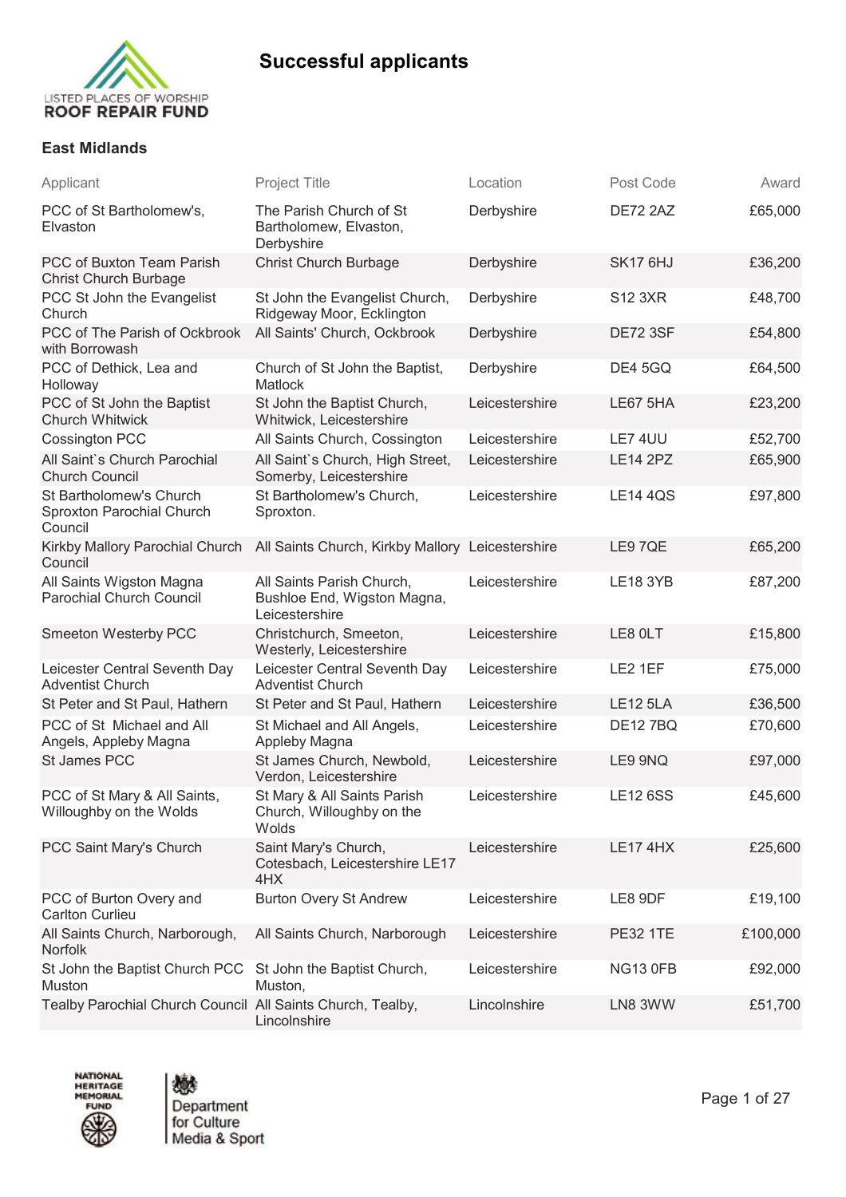# Successful applicants

LISTED PLACES OF WORSHIP
**ROOF REPAIR FUND**

## East Midlands

| Applicant | Project Title | Location | Post Code | Award |
|---|---|---|---|---|
| PCC of St Bartholomew's, Elvaston | The Parish Church of St Bartholomew, Elvaston, Derbyshire | Derbyshire | DE72 2AZ | £65,000 |
| PCC of Buxton Team Parish Christ Church Burbage | Christ Church Burbage | Derbyshire | SK17 6HJ | £36,200 |
| PCC St John the Evangelist Church | St John the Evangelist Church, Ridgeway Moor, Ecklington | Derbyshire | S12 3XR | £48,700 |
| PCC of The Parish of Ockbrook with Borrowash | All Saints' Church, Ockbrook | Derbyshire | DE72 3SF | £54,800 |
| PCC of Dethick, Lea and Holloway | Church of St John the Baptist, Matlock | Derbyshire | DE4 5GQ | £64,500 |
| PCC of St John the Baptist Church Whitwick | St John the Baptist Church, Whitwick, Leicestershire | Leicestershire | LE67 5HA | £23,200 |
| Cossington PCC | All Saints Church, Cossington | Leicestershire | LE7 4UU | £52,700 |
| All Saint`s Church Parochial Church Council | All Saint`s Church, High Street, Somerby, Leicestershire | Leicestershire | LE14 2PZ | £65,900 |
| St Bartholomew's Church Sproxton Parochial Church Council | St Bartholomew's Church, Sproxton. | Leicestershire | LE14 4QS | £97,800 |
| Kirkby Mallory Parochial Church Council | All Saints Church, Kirkby Mallory | Leicestershire | LE9 7QE | £65,200 |
| All Saints Wigston Magna Parochial Church Council | All Saints Parish Church, Bushloe End, Wigston Magna, Leicestershire | Leicestershire | LE18 3YB | £87,200 |
| Smeeton Westerby PCC | Christchurch, Smeeton, Westerly, Leicestershire | Leicestershire | LE8 0LT | £15,800 |
| Leicester Central Seventh Day Adventist Church | Leicester Central Seventh Day Adventist Church | Leicestershire | LE2 1EF | £75,000 |
| St Peter and St Paul, Hathern | St Peter and St Paul, Hathern | Leicestershire | LE12 5LA | £36,500 |
| PCC of St Michael and All Angels, Appleby Magna | St Michael and All Angels, Appleby Magna | Leicestershire | DE12 7BQ | £70,600 |
| St James PCC | St James Church, Newbold, Verdon, Leicestershire | Leicestershire | LE9 9NQ | £97,000 |
| PCC of St Mary & All Saints, Willoughby on the Wolds | St Mary & All Saints Parish Church, Willoughby on the Wolds | Leicestershire | LE12 6SS | £45,600 |
| PCC Saint Mary's Church | Saint Mary's Church, Cotesbach, Leicestershire LE17 4HX | Leicestershire | LE17 4HX | £25,600 |
| PCC of Burton Overy and Carlton Curlieu | Burton Overy St Andrew | Leicestershire | LE8 9DF | £19,100 |
| All Saints Church, Narborough, Norfolk | All Saints Church, Narborough | Leicestershire | PE32 1TE | £100,000 |
| St John the Baptist Church PCC Muston | St John the Baptist Church, Muston, | Leicestershire | NG13 0FB | £92,000 |
| Tealby Parochial Church Council | All Saints Church, Tealby, Lincolnshire | Lincolnshire | LN8 3WW | £51,700 |

NATIONAL HERITAGE MEMORIAL FUND

Department for Culture Media & Sport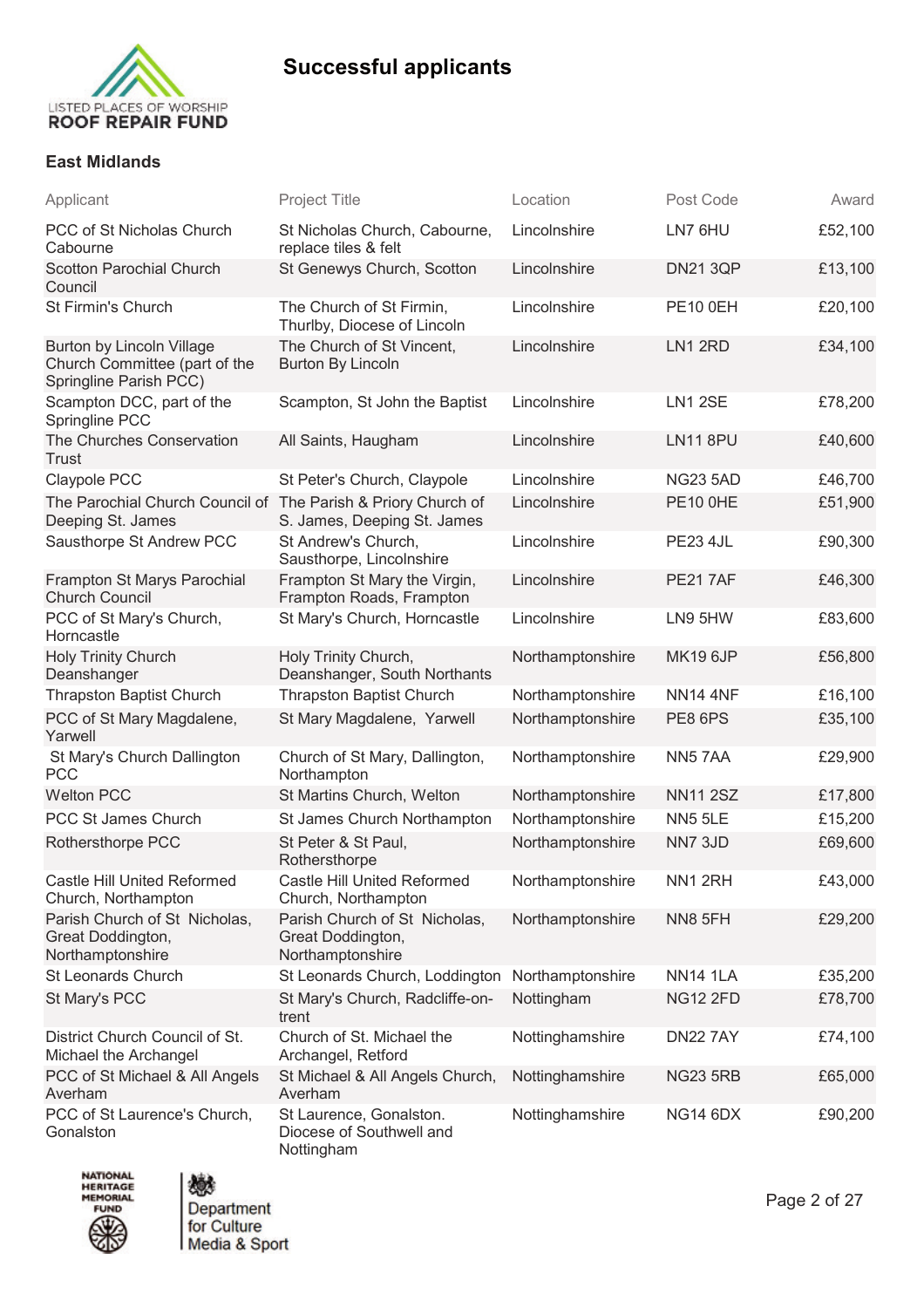## Successful applicants

### East Midlands

| Applicant | Project Title | Location | Post Code | Award |
|---|---|---|---|---|
| PCC of St Nicholas Church Cabourne | St Nicholas Church, Cabourne, replace tiles & felt | Lincolnshire | LN7 6HU | £52,100 |
| Scotton Parochial Church Council | St Genewys Church, Scotton | Lincolnshire | DN21 3QP | £13,100 |
| St Firmin's Church | The Church of St Firmin, Thurlby, Diocese of Lincoln | Lincolnshire | PE10 0EH | £20,100 |
| Burton by Lincoln Village Church Committee (part of the Springline Parish PCC) | The Church of St Vincent, Burton By Lincoln | Lincolnshire | LN1 2RD | £34,100 |
| Scampton DCC, part of the Springline PCC | Scampton, St John the Baptist | Lincolnshire | LN1 2SE | £78,200 |
| The Churches Conservation Trust | All Saints, Haugham | Lincolnshire | LN11 8PU | £40,600 |
| Claypole PCC | St Peter's Church, Claypole | Lincolnshire | NG23 5AD | £46,700 |
| The Parochial Church Council of Deeping St. James | The Parish & Priory Church of S. James, Deeping St. James | Lincolnshire | PE10 0HE | £51,900 |
| Sausthorpe St Andrew PCC | St Andrew's Church, Sausthorpe, Lincolnshire | Lincolnshire | PE23 4JL | £90,300 |
| Frampton St Marys Parochial Church Council | Frampton St Mary the Virgin, Frampton Roads, Frampton | Lincolnshire | PE21 7AF | £46,300 |
| PCC of St Mary's Church, Horncastle | St Mary's Church, Horncastle | Lincolnshire | LN9 5HW | £83,600 |
| Holy Trinity Church Deanshanger | Holy Trinity Church, Deanshanger, South Northants | Northamptonshire | MK19 6JP | £56,800 |
| Thrapston Baptist Church | Thrapston Baptist Church | Northamptonshire | NN14 4NF | £16,100 |
| PCC of St Mary Magdalene, Yarwell | St Mary Magdalene, Yarwell | Northamptonshire | PE8 6PS | £35,100 |
| St Mary's Church Dallington PCC | Church of St Mary, Dallington, Northampton | Northamptonshire | NN5 7AA | £29,900 |
| Welton PCC | St Martins Church, Welton | Northamptonshire | NN11 2SZ | £17,800 |
| PCC St James Church | St James Church Northampton | Northamptonshire | NN5 5LE | £15,200 |
| Rothersthorpe PCC | St Peter & St Paul, Rothersthorpe | Northamptonshire | NN7 3JD | £69,600 |
| Castle Hill United Reformed Church, Northampton | Castle Hill United Reformed Church, Northampton | Northamptonshire | NN1 2RH | £43,000 |
| Parish Church of St Nicholas, Great Doddington, Northamptonshire | Parish Church of St Nicholas, Great Doddington, Northamptonshire | Northamptonshire | NN8 5FH | £29,200 |
| St Leonards Church | St Leonards Church, Loddington | Northamptonshire | NN14 1LA | £35,200 |
| St Mary's PCC | St Mary's Church, Radcliffe-on-trent | Nottingham | NG12 2FD | £78,700 |
| District Church Council of St. Michael the Archangel | Church of St. Michael the Archangel, Retford | Nottinghamshire | DN22 7AY | £74,100 |
| PCC of St Michael & All Angels Averham | St Michael & All Angels Church, Averham | Nottinghamshire | NG23 5RB | £65,000 |
| PCC of St Laurence's Church, Gonalston | St Laurence, Gonalston. Diocese of Southwell and Nottingham | Nottinghamshire | NG14 6DX | £90,200 |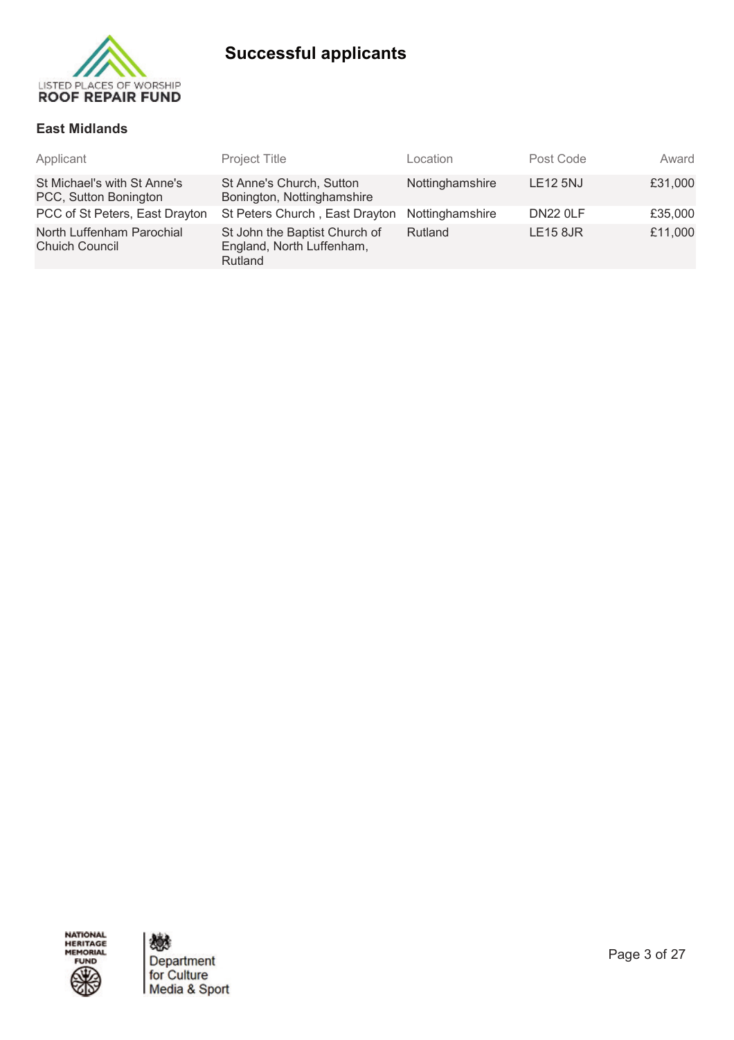# Successful applicants

## East Midlands

| Applicant | Project Title | Location | Post Code | Award |
|---|---|---|---|---|
| St Michael's with St Anne's PCC, Sutton Bonington | St Anne's Church, Sutton Bonington, Nottinghamshire | Nottinghamshire | LE12 5NJ | £31,000 |
| PCC of St Peters, East Drayton | St Peters Church , East Drayton | Nottinghamshire | DN22 0LF | £35,000 |
| North Luffenham Parochial Chuich Council | St John the Baptist Church of England, North Luffenham, Rutland | Rutland | LE15 8JR | £11,000 |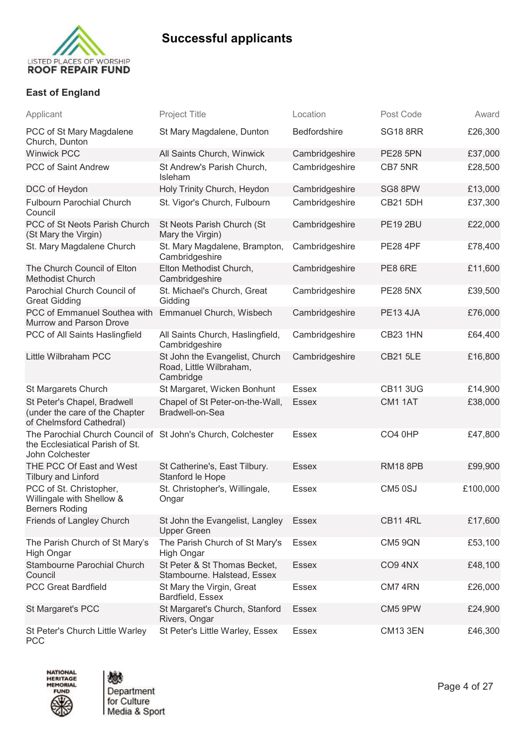# Successful applicants

## East of England

| Applicant | Project Title | Location | Post Code | Award |
|---|---|---|---|---|
| PCC of St Mary Magdalene Church, Dunton | St Mary Magdalene, Dunton | Bedfordshire | SG18 8RR | £26,300 |
| Winwick PCC | All Saints Church, Winwick | Cambridgeshire | PE28 5PN | £37,000 |
| PCC of Saint Andrew | St Andrew's Parish Church, Isleham | Cambridgeshire | CB7 5NR | £28,500 |
| DCC of Heydon | Holy Trinity Church, Heydon | Cambridgeshire | SG8 8PW | £13,000 |
| Fulbourn Parochial Church Council | St. Vigor's Church, Fulbourn | Cambridgeshire | CB21 5DH | £37,300 |
| PCC of St Neots Parish Church (St Mary the Virgin) | St Neots Parish Church (St Mary the Virgin) | Cambridgeshire | PE19 2BU | £22,000 |
| St. Mary Magdalene Church | St. Mary Magdalene, Brampton, Cambridgeshire | Cambridgeshire | PE28 4PF | £78,400 |
| The Church Council of Elton Methodist Church | Elton Methodist Church, Cambridgeshire | Cambridgeshire | PE8 6RE | £11,600 |
| Parochial Church Council of Great Gidding | St. Michael's Church, Great Gidding | Cambridgeshire | PE28 5NX | £39,500 |
| PCC of Emmanuel Southea with Murrow and Parson Drove | Emmanuel Church, Wisbech | Cambridgeshire | PE13 4JA | £76,000 |
| PCC of All Saints Haslingfield | All Saints Church, Haslingfield, Cambridgeshire | Cambridgeshire | CB23 1HN | £64,400 |
| Little Wilbraham PCC | St John the Evangelist, Church Road, Little Wilbraham, Cambridge | Cambridgeshire | CB21 5LE | £16,800 |
| St Margarets Church | St Margaret, Wicken Bonhunt | Essex | CB11 3UG | £14,900 |
| St Peter's Chapel, Bradwell (under the care of the Chapter of Chelmsford Cathedral) | Chapel of St Peter-on-the-Wall, Bradwell-on-Sea | Essex | CM1 1AT | £38,000 |
| The Parochial Church Council of the Ecclesiatical Parish of St. John Colchester | St John's Church, Colchester | Essex | CO4 0HP | £47,800 |
| THE PCC Of East and West Tilbury and Linford | St Catherine's, East Tilbury. Stanford le Hope | Essex | RM18 8PB | £99,900 |
| PCC of St. Christopher, Willingale with Shellow & Berners Roding | St. Christopher's, Willingale, Ongar | Essex | CM5 0SJ | £100,000 |
| Friends of Langley Church | St John the Evangelist, Langley Upper Green | Essex | CB11 4RL | £17,600 |
| The Parish Church of St Mary's High Ongar | The Parish Church of St Mary's High Ongar | Essex | CM5 9QN | £53,100 |
| Stambourne Parochial Church Council | St Peter & St Thomas Becket, Stambourne. Halstead, Essex | Essex | CO9 4NX | £48,100 |
| PCC Great Bardfield | St Mary the Virgin, Great Bardfield, Essex | Essex | CM7 4RN | £26,000 |
| St Margaret's PCC | St Margaret's Church, Stanford Rivers, Ongar | Essex | CM5 9PW | £24,900 |
| St Peter's Church Little Warley PCC | St Peter's Little Warley, Essex | Essex | CM13 3EN | £46,300 |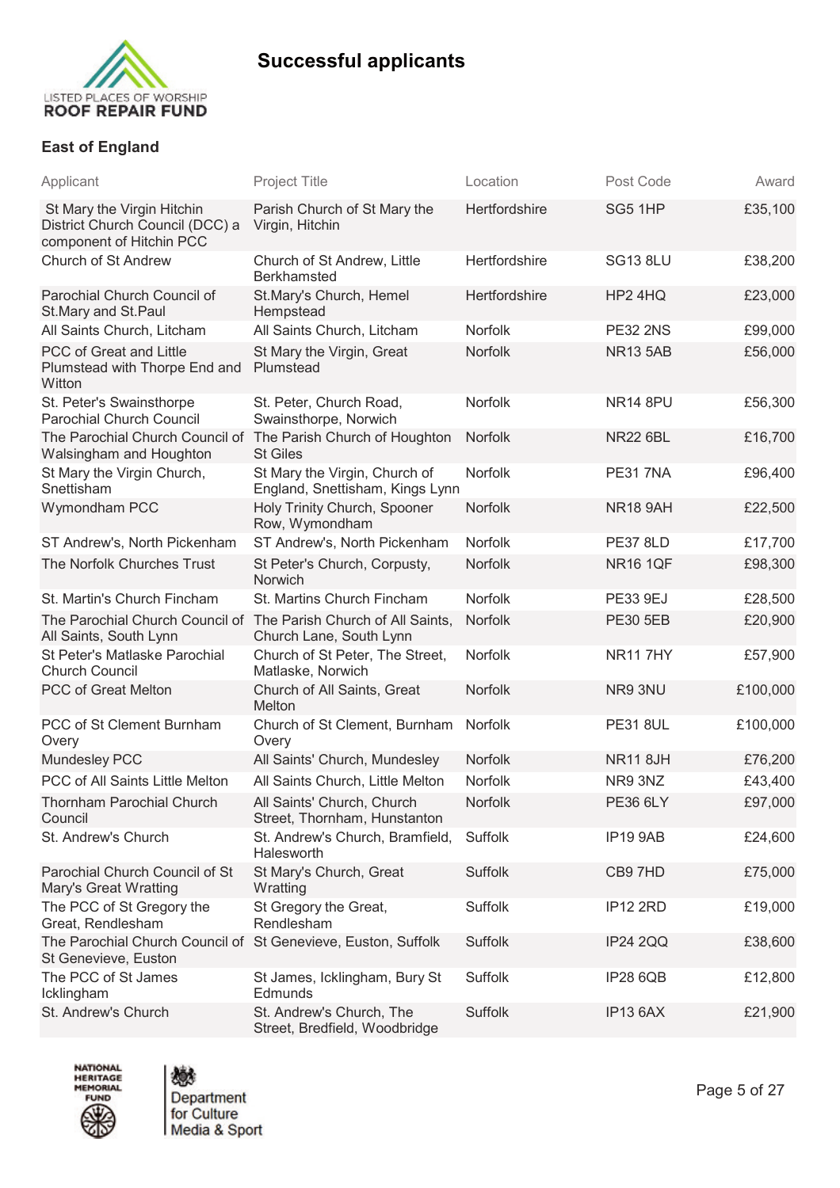# Successful applicants

## East of England

| Applicant | Project Title | Location | Post Code | Award |
|---|---|---|---|---|
| St Mary the Virgin Hitchin District Church Council (DCC) a component of Hitchin PCC | Parish Church of St Mary the Virgin, Hitchin | Hertfordshire | SG5 1HP | £35,100 |
| Church of St Andrew | Church of St Andrew, Little Berkhamsted | Hertfordshire | SG13 8LU | £38,200 |
| Parochial Church Council of St.Mary and St.Paul | St.Mary's Church, Hemel Hempstead | Hertfordshire | HP2 4HQ | £23,000 |
| All Saints Church, Litcham | All Saints Church, Litcham | Norfolk | PE32 2NS | £99,000 |
| PCC of Great and Little Plumstead with Thorpe End and Witton | St Mary the Virgin, Great Plumstead | Norfolk | NR13 5AB | £56,000 |
| St. Peter's Swainsthorpe Parochial Church Council | St. Peter, Church Road, Swainsthorpe, Norwich | Norfolk | NR14 8PU | £56,300 |
| The Parochial Church Council of Walsingham and Houghton | The Parish Church of Houghton St Giles | Norfolk | NR22 6BL | £16,700 |
| St Mary the Virgin Church, Snettisham | St Mary the Virgin, Church of England, Snettisham, Kings Lynn | Norfolk | PE31 7NA | £96,400 |
| Wymondham PCC | Holy Trinity Church, Spooner Row, Wymondham | Norfolk | NR18 9AH | £22,500 |
| ST Andrew's, North Pickenham | ST Andrew's, North Pickenham | Norfolk | PE37 8LD | £17,700 |
| The Norfolk Churches Trust | St Peter's Church, Corpusty, Norwich | Norfolk | NR16 1QF | £98,300 |
| St. Martin's Church Fincham | St. Martins Church Fincham | Norfolk | PE33 9EJ | £28,500 |
| The Parochial Church Council of All Saints, South Lynn | The Parish Church of All Saints, Church Lane, South Lynn | Norfolk | PE30 5EB | £20,900 |
| St Peter's Matlaske Parochial Church Council | Church of St Peter, The Street, Matlaske, Norwich | Norfolk | NR11 7HY | £57,900 |
| PCC of Great Melton | Church of All Saints, Great Melton | Norfolk | NR9 3NU | £100,000 |
| PCC of St Clement Burnham Overy | Church of St Clement, Burnham Overy | Norfolk | PE31 8UL | £100,000 |
| Mundesley PCC | All Saints' Church, Mundesley | Norfolk | NR11 8JH | £76,200 |
| PCC of All Saints Little Melton | All Saints Church, Little Melton | Norfolk | NR9 3NZ | £43,400 |
| Thornham Parochial Church Council | All Saints' Church, Church Street, Thornham, Hunstanton | Norfolk | PE36 6LY | £97,000 |
| St. Andrew's Church | St. Andrew's Church, Bramfield, Halesworth | Suffolk | IP19 9AB | £24,600 |
| Parochial Church Council of St Mary's Great Wratting | St Mary's Church, Great Wratting | Suffolk | CB9 7HD | £75,000 |
| The PCC of St Gregory the Great, Rendlesham | St Gregory the Great, Rendlesham | Suffolk | IP12 2RD | £19,000 |
| The Parochial Church Council of St Genevieve, Euston | St Genevieve, Euston, Suffolk | Suffolk | IP24 2QQ | £38,600 |
| The PCC of St James Icklingham | St James, Icklingham, Bury St Edmunds | Suffolk | IP28 6QB | £12,800 |
| St. Andrew's Church | St. Andrew's Church, The Street, Bredfield, Woodbridge | Suffolk | IP13 6AX | £21,900 |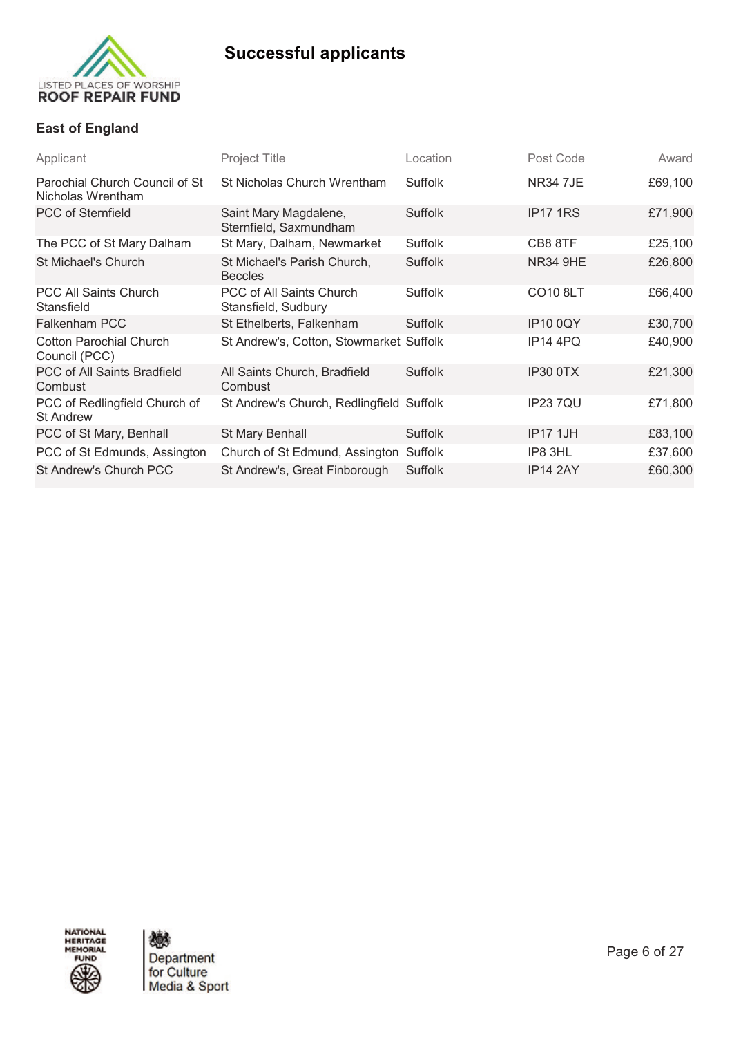# Successful applicants

## East of England

| Applicant | Project Title | Location | Post Code | Award |
|---|---|---|---|---|
| Parochial Church Council of St Nicholas Wrentham | St Nicholas Church Wrentham | Suffolk | NR34 7JE | £69,100 |
| PCC of Sternfield | Saint Mary Magdalene, Sternfield, Saxmundham | Suffolk | IP17 1RS | £71,900 |
| The PCC of St Mary Dalham | St Mary, Dalham, Newmarket | Suffolk | CB8 8TF | £25,100 |
| St Michael's Church | St Michael's Parish Church, Beccles | Suffolk | NR34 9HE | £26,800 |
| PCC All Saints Church Stansfield | PCC of All Saints Church Stansfield, Sudbury | Suffolk | CO10 8LT | £66,400 |
| Falkenham PCC | St Ethelberts, Falkenham | Suffolk | IP10 0QY | £30,700 |
| Cotton Parochial Church Council (PCC) | St Andrew's, Cotton, Stowmarket | Suffolk | IP14 4PQ | £40,900 |
| PCC of All Saints Bradfield Combust | All Saints Church, Bradfield Combust | Suffolk | IP30 0TX | £21,300 |
| PCC of Redlingfield Church of St Andrew | St Andrew's Church, Redlingfield | Suffolk | IP23 7QU | £71,800 |
| PCC of St Mary, Benhall | St Mary Benhall | Suffolk | IP17 1JH | £83,100 |
| PCC of St Edmunds, Assington | Church of St Edmund, Assington | Suffolk | IP8 3HL | £37,600 |
| St Andrew's Church PCC | St Andrew's, Great Finborough | Suffolk | IP14 2AY | £60,300 |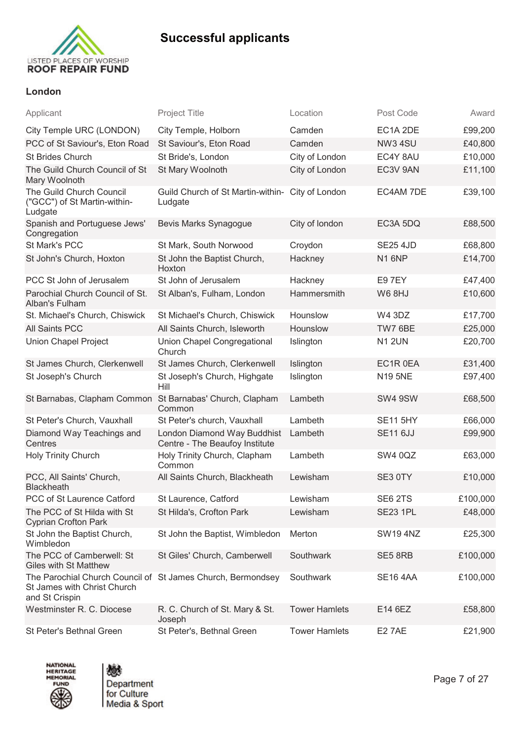# Successful applicants

## London

| Applicant | Project Title | Location | Post Code | Award |
|---|---|---|---|---|
| City Temple URC (LONDON) | City Temple, Holborn | Camden | EC1A 2DE | £99,200 |
| PCC of St Saviour's, Eton Road | St Saviour's, Eton Road | Camden | NW3 4SU | £40,800 |
| St Brides Church | St Bride's, London | City of London | EC4Y 8AU | £10,000 |
| The Guild Church Council of St Mary Woolnoth | St Mary Woolnoth | City of London | EC3V 9AN | £11,100 |
| The Guild Church Council ("GCC") of St Martin-within-Ludgate | Guild Church of St Martin-within-Ludgate | City of London | EC4AM 7DE | £39,100 |
| Spanish and Portuguese Jews' Congregation | Bevis Marks Synagogue | City of london | EC3A 5DQ | £88,500 |
| St Mark's PCC | St Mark, South Norwood | Croydon | SE25 4JD | £68,800 |
| St John's Church, Hoxton | St John the Baptist Church, Hoxton | Hackney | N1 6NP | £14,700 |
| PCC St John of Jerusalem | St John of Jerusalem | Hackney | E9 7EY | £47,400 |
| Parochial Church Council of St. Alban's Fulham | St Alban's, Fulham, London | Hammersmith | W6 8HJ | £10,600 |
| St. Michael's Church, Chiswick | St Michael's Church, Chiswick | Hounslow | W4 3DZ | £17,700 |
| All Saints PCC | All Saints Church, Isleworth | Hounslow | TW7 6BE | £25,000 |
| Union Chapel Project | Union Chapel Congregational Church | Islington | N1 2UN | £20,700 |
| St James Church, Clerkenwell | St James Church, Clerkenwell | Islington | EC1R 0EA | £31,400 |
| St Joseph's Church | St Joseph's Church, Highgate Hill | Islington | N19 5NE | £97,400 |
| St Barnabas, Clapham Common | St Barnabas' Church, Clapham Common | Lambeth | SW4 9SW | £68,500 |
| St Peter's Church, Vauxhall | St Peter's church, Vauxhall | Lambeth | SE11 5HY | £66,000 |
| Diamond Way Teachings and Centres | London Diamond Way Buddhist Centre - The Beaufoy Institute | Lambeth | SE11 6JJ | £99,900 |
| Holy Trinity Church | Holy Trinity Church, Clapham Common | Lambeth | SW4 0QZ | £63,000 |
| PCC, All Saints' Church, Blackheath | All Saints Church, Blackheath | Lewisham | SE3 0TY | £10,000 |
| PCC of St Laurence Catford | St Laurence, Catford | Lewisham | SE6 2TS | £100,000 |
| The PCC of St Hilda with St Cyprian Crofton Park | St Hilda's, Crofton Park | Lewisham | SE23 1PL | £48,000 |
| St John the Baptist Church, Wimbledon | St John the Baptist, Wimbledon | Merton | SW19 4NZ | £25,300 |
| The PCC of Camberwell: St Giles with St Matthew | St Giles' Church, Camberwell | Southwark | SE5 8RB | £100,000 |
| The Parochial Church Council of St James with Christ Church and St Crispin | St James Church, Bermondsey | Southwark | SE16 4AA | £100,000 |
| Westminster R. C. Diocese | R. C. Church of St. Mary & St. Joseph | Tower Hamlets | E14 6EZ | £58,800 |
| St Peter's Bethnal Green | St Peter's, Bethnal Green | Tower Hamlets | E2 7AE | £21,900 |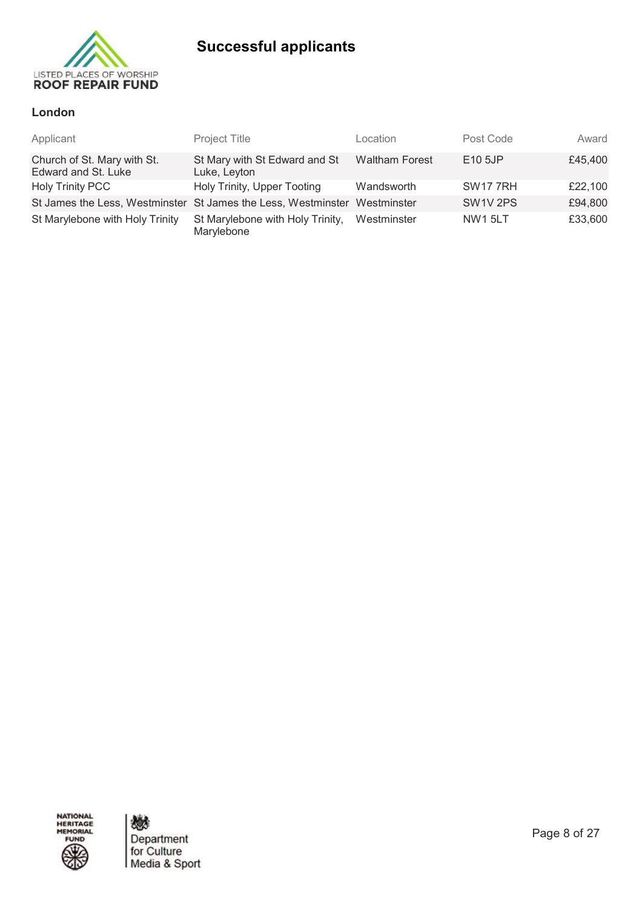# Successful applicants

### London

| Applicant | Project Title | Location | Post Code | Award |
|---|---|---|---|---|
| Church of St. Mary with St. Edward and St. Luke | St Mary with St Edward and St Luke, Leyton | Waltham Forest | E10 5JP | £45,400 |
| Holy Trinity PCC | Holy Trinity, Upper Tooting | Wandsworth | SW17 7RH | £22,100 |
| St James the Less, Westminster | St James the Less, Westminster | Westminster | SW1V 2PS | £94,800 |
| St Marylebone with Holy Trinity | St Marylebone with Holy Trinity, Marylebone | Westminster | NW1 5LT | £33,600 |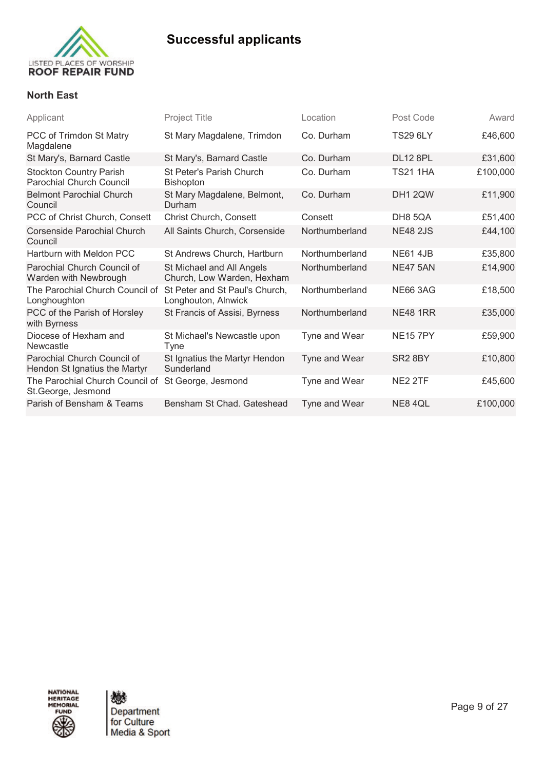LISTED PLACES OF WORSHIP ROOF REPAIR FUND

# Successful applicants

## North East

| Applicant | Project Title | Location | Post Code | Award |
|---|---|---|---|---|
| PCC of Trimdon St Matry Magdalene | St Mary Magdalene, Trimdon | Co. Durham | TS29 6LY | £46,600 |
| St Mary's, Barnard Castle | St Mary's, Barnard Castle | Co. Durham | DL12 8PL | £31,600 |
| Stockton Country Parish Parochial Church Council | St Peter's Parish Church Bishopton | Co. Durham | TS21 1HA | £100,000 |
| Belmont Parochial Church Council | St Mary Magdalene, Belmont, Durham | Co. Durham | DH1 2QW | £11,900 |
| PCC of Christ Church, Consett | Christ Church, Consett | Consett | DH8 5QA | £51,400 |
| Corsenside Parochial Church Council | All Saints Church, Corsenside | Northumberland | NE48 2JS | £44,100 |
| Hartburn with Meldon PCC | St Andrews Church, Hartburn | Northumberland | NE61 4JB | £35,800 |
| Parochial Church Council of Warden with Newbrough | St Michael and All Angels Church, Low Warden, Hexham | Northumberland | NE47 5AN | £14,900 |
| The Parochial Church Council of Longhoughton | St Peter and St Paul's Church, Longhouton, Alnwick | Northumberland | NE66 3AG | £18,500 |
| PCC of the Parish of Horsley with Byrness | St Francis of Assisi, Byrness | Northumberland | NE48 1RR | £35,000 |
| Diocese of Hexham and Newcastle | St Michael's Newcastle upon Tyne | Tyne and Wear | NE15 7PY | £59,900 |
| Parochial Church Council of Hendon St Ignatius the Martyr | St Ignatius the Martyr Hendon Sunderland | Tyne and Wear | SR2 8BY | £10,800 |
| The Parochial Church Council of St.George, Jesmond | St George, Jesmond | Tyne and Wear | NE2 2TF | £45,600 |
| Parish of Bensham & Teams | Bensham St Chad. Gateshead | Tyne and Wear | NE8 4QL | £100,000 |

NATIONAL HERITAGE MEMORIAL FUND

Department for Culture Media & Sport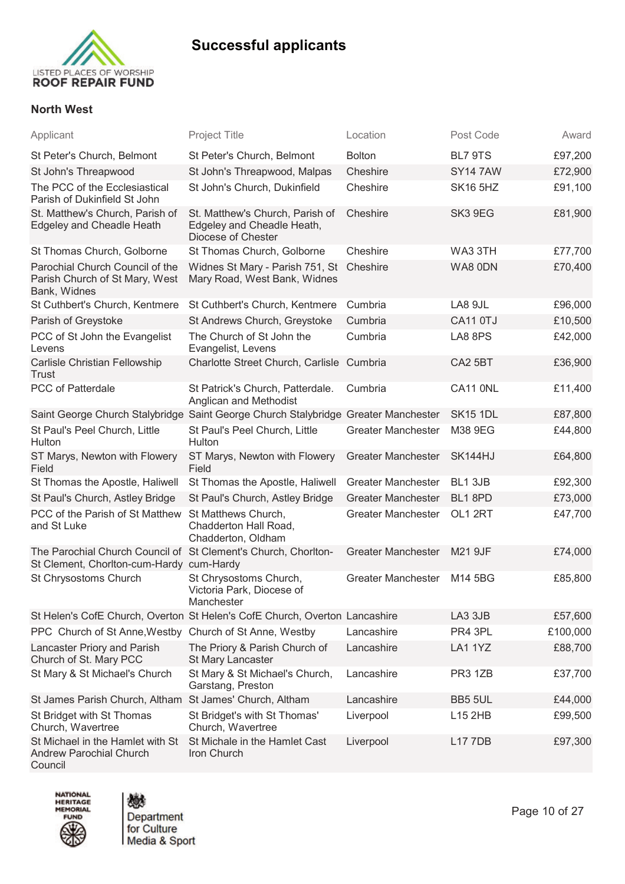# Successful applicants

## North West

| Applicant | Project Title | Location | Post Code | Award |
|---|---|---|---|---|
| St Peter's Church, Belmont | St Peter's Church, Belmont | Bolton | BL7 9TS | £97,200 |
| St John's Threapwood | St John's Threapwood, Malpas | Cheshire | SY14 7AW | £72,900 |
| The PCC of the Ecclesiastical Parish of Dukinfield St John | St John's Church, Dukinfield | Cheshire | SK16 5HZ | £91,100 |
| St. Matthew's Church, Parish of Edgeley and Cheadle Heath | St. Matthew's Church, Parish of Edgeley and Cheadle Heath, Diocese of Chester | Cheshire | SK3 9EG | £81,900 |
| St Thomas Church, Golborne | St Thomas Church, Golborne | Cheshire | WA3 3TH | £77,700 |
| Parochial Church Council of the Parish Church of St Mary, West Bank, Widnes | Widnes St Mary - Parish 751, St Mary Road, West Bank, Widnes | Cheshire | WA8 0DN | £70,400 |
| St Cuthbert's Church, Kentmere | St Cuthbert's Church, Kentmere | Cumbria | LA8 9JL | £96,000 |
| Parish of Greystoke | St Andrews Church, Greystoke | Cumbria | CA11 0TJ | £10,500 |
| PCC of St John the Evangelist Levens | The Church of St John the Evangelist, Levens | Cumbria | LA8 8PS | £42,000 |
| Carlisle Christian Fellowship Trust | Charlotte Street Church, Carlisle | Cumbria | CA2 5BT | £36,900 |
| PCC of Patterdale | St Patrick's Church, Patterdale. Anglican and Methodist | Cumbria | CA11 0NL | £11,400 |
| Saint George Church Stalybridge | Saint George Church Stalybridge | Greater Manchester | SK15 1DL | £87,800 |
| St Paul's Peel Church, Little Hulton | St Paul's Peel Church, Little Hulton | Greater Manchester | M38 9EG | £44,800 |
| ST Marys, Newton with Flowery Field | ST Marys, Newton with Flowery Field | Greater Manchester | SK144HJ | £64,800 |
| St Thomas the Apostle, Haliwell | St Thomas the Apostle, Haliwell | Greater Manchester | BL1 3JB | £92,300 |
| St Paul's Church, Astley Bridge | St Paul's Church, Astley Bridge | Greater Manchester | BL1 8PD | £73,000 |
| PCC of the Parish of St Matthew and St Luke | St Matthews Church, Chadderton Hall Road, Chadderton, Oldham | Greater Manchester | OL1 2RT | £47,700 |
| The Parochial Church Council of St Clement, Chorlton-cum-Hardy | St Clement's Church, Chorlton-cum-Hardy | Greater Manchester | M21 9JF | £74,000 |
| St Chrysostoms Church | St Chrysostoms Church, Victoria Park, Diocese of Manchester | Greater Manchester | M14 5BG | £85,800 |
| St Helen's CofE Church, Overton | St Helen's CofE Church, Overton | Lancashire | LA3 3JB | £57,600 |
| PPC Church of St Anne,Westby | Church of St Anne, Westby | Lancashire | PR4 3PL | £100,000 |
| Lancaster Priory and Parish Church of St. Mary PCC | The Priory & Parish Church of St Mary Lancaster | Lancashire | LA1 1YZ | £88,700 |
| St Mary & St Michael's Church | St Mary & St Michael's Church, Garstang, Preston | Lancashire | PR3 1ZB | £37,700 |
| St James Parish Church, Altham | St James' Church, Altham | Lancashire | BB5 5UL | £44,000 |
| St Bridget with St Thomas Church, Wavertree | St Bridget's with St Thomas' Church, Wavertree | Liverpool | L15 2HB | £99,500 |
| St Michael in the Hamlet with St Andrew Parochial Church Council | St Michale in the Hamlet Cast Iron Church | Liverpool | L17 7DB | £97,300 |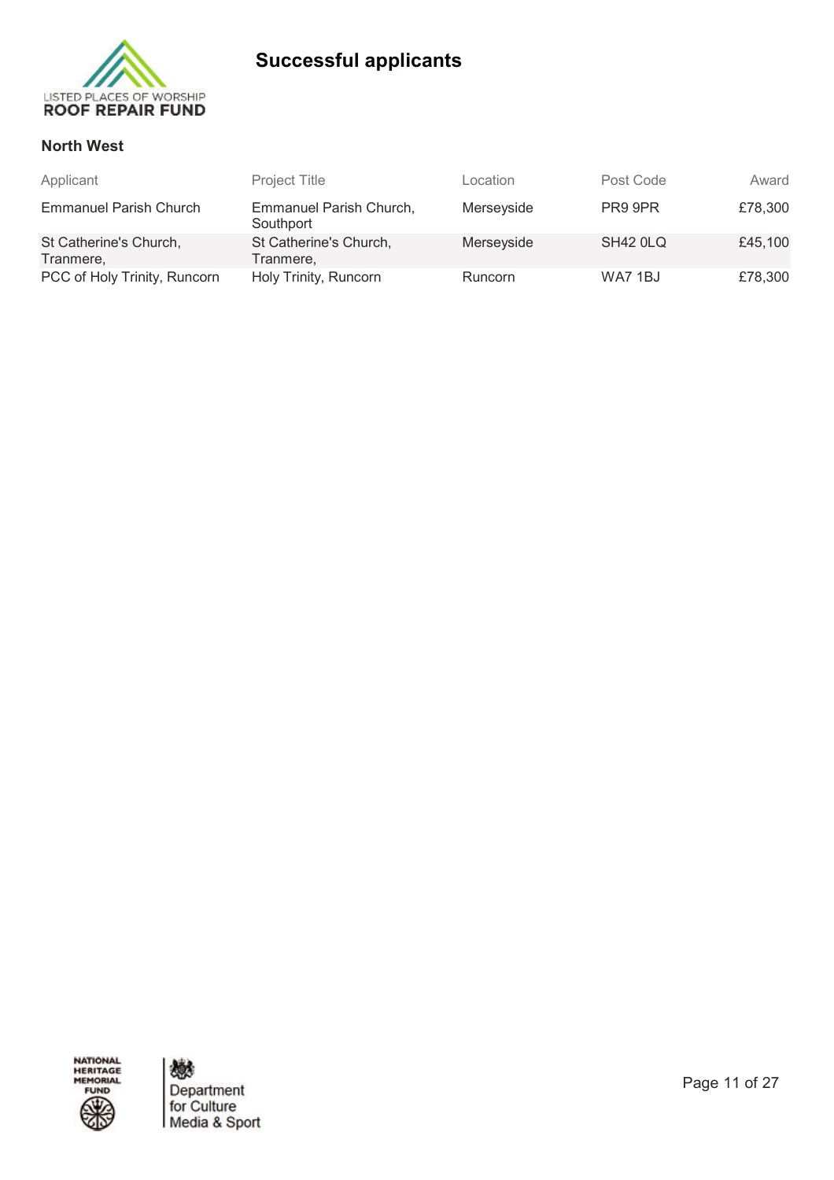# Successful applicants

## North West

| Applicant | Project Title | Location | Post Code | Award |
|---|---|---|---|---|
| Emmanuel Parish Church | Emmanuel Parish Church, Southport | Merseyside | PR9 9PR | £78,300 |
| St Catherine's Church, Tranmere, | St Catherine's Church, Tranmere, | Merseyside | SH42 0LQ | £45,100 |
| PCC of Holy Trinity, Runcorn | Holy Trinity, Runcorn | Runcorn | WA7 1BJ | £78,300 |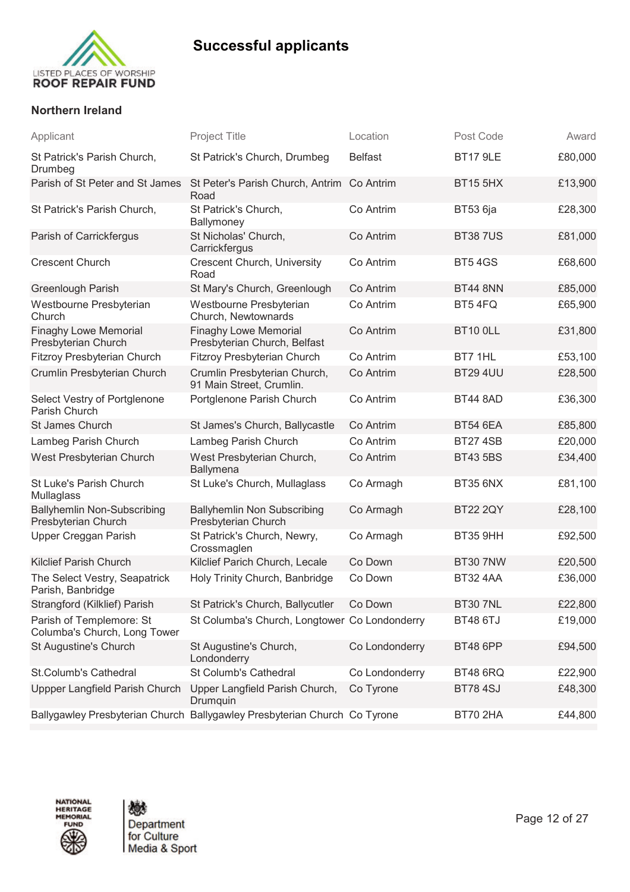## Successful applicants

### Northern Ireland

| Applicant | Project Title | Location | Post Code | Award |
|---|---|---|---|---|
| St Patrick's Parish Church, Drumbeg | St Patrick's Church, Drumbeg | Belfast | BT17 9LE | £80,000 |
| Parish of St Peter and St James | St Peter's Parish Church, Antrim Road | Co Antrim | BT15 5HX | £13,900 |
| St Patrick's Parish Church, | St Patrick's Church, Ballymoney | Co Antrim | BT53 6ja | £28,300 |
| Parish of Carrickfergus | St Nicholas' Church, Carrickfergus | Co Antrim | BT38 7US | £81,000 |
| Crescent Church | Crescent Church, University Road | Co Antrim | BT5 4GS | £68,600 |
| Greenlough Parish | St Mary's Church, Greenlough | Co Antrim | BT44 8NN | £85,000 |
| Westbourne Presbyterian Church | Westbourne Presbyterian Church, Newtownards | Co Antrim | BT5 4FQ | £65,900 |
| Finaghy Lowe Memorial Presbyterian Church | Finaghy Lowe Memorial Presbyterian Church, Belfast | Co Antrim | BT10 0LL | £31,800 |
| Fitzroy Presbyterian Church | Fitzroy Presbyterian Church | Co Antrim | BT7 1HL | £53,100 |
| Crumlin Presbyterian Church | Crumlin Presbyterian Church, 91 Main Street, Crumlin. | Co Antrim | BT29 4UU | £28,500 |
| Select Vestry of Portglenone Parish Church | Portglenone Parish Church | Co Antrim | BT44 8AD | £36,300 |
| St James Church | St James's Church, Ballycastle | Co Antrim | BT54 6EA | £85,800 |
| Lambeg Parish Church | Lambeg Parish Church | Co Antrim | BT27 4SB | £20,000 |
| West Presbyterian Church | West Presbyterian Church, Ballymena | Co Antrim | BT43 5BS | £34,400 |
| St Luke's Parish Church Mullaglass | St Luke's Church, Mullaglass | Co Armagh | BT35 6NX | £81,100 |
| Ballyhemlin Non-Subscribing Presbyterian Church | Ballyhemlin Non Subscribing Presbyterian Church | Co Armagh | BT22 2QY | £28,100 |
| Upper Creggan Parish | St Patrick's Church, Newry, Crossmaglen | Co Armagh | BT35 9HH | £92,500 |
| Kilclief Parish Church | Kilclief Parich Church, Lecale | Co Down | BT30 7NW | £20,500 |
| The Select Vestry, Seapatrick Parish, Banbridge | Holy Trinity Church, Banbridge | Co Down | BT32 4AA | £36,000 |
| Strangford (Kilklief) Parish | St Patrick's Church, Ballycutler | Co Down | BT30 7NL | £22,800 |
| Parish of Templemore: St Columba's Church, Long Tower | St Columba's Church, Longtower | Co Londonderry | BT48 6TJ | £19,000 |
| St Augustine's Church | St Augustine's Church, Londonderry | Co Londonderry | BT48 6PP | £94,500 |
| St.Columb's Cathedral | St Columb's Cathedral | Co Londonderry | BT48 6RQ | £22,900 |
| Uppper Langfield Parish Church | Upper Langfield Parish Church, Drumquin | Co Tyrone | BT78 4SJ | £48,300 |
| Ballygawley Presbyterian Church | Ballygawley Presbyterian Church | Co Tyrone | BT70 2HA | £44,800 |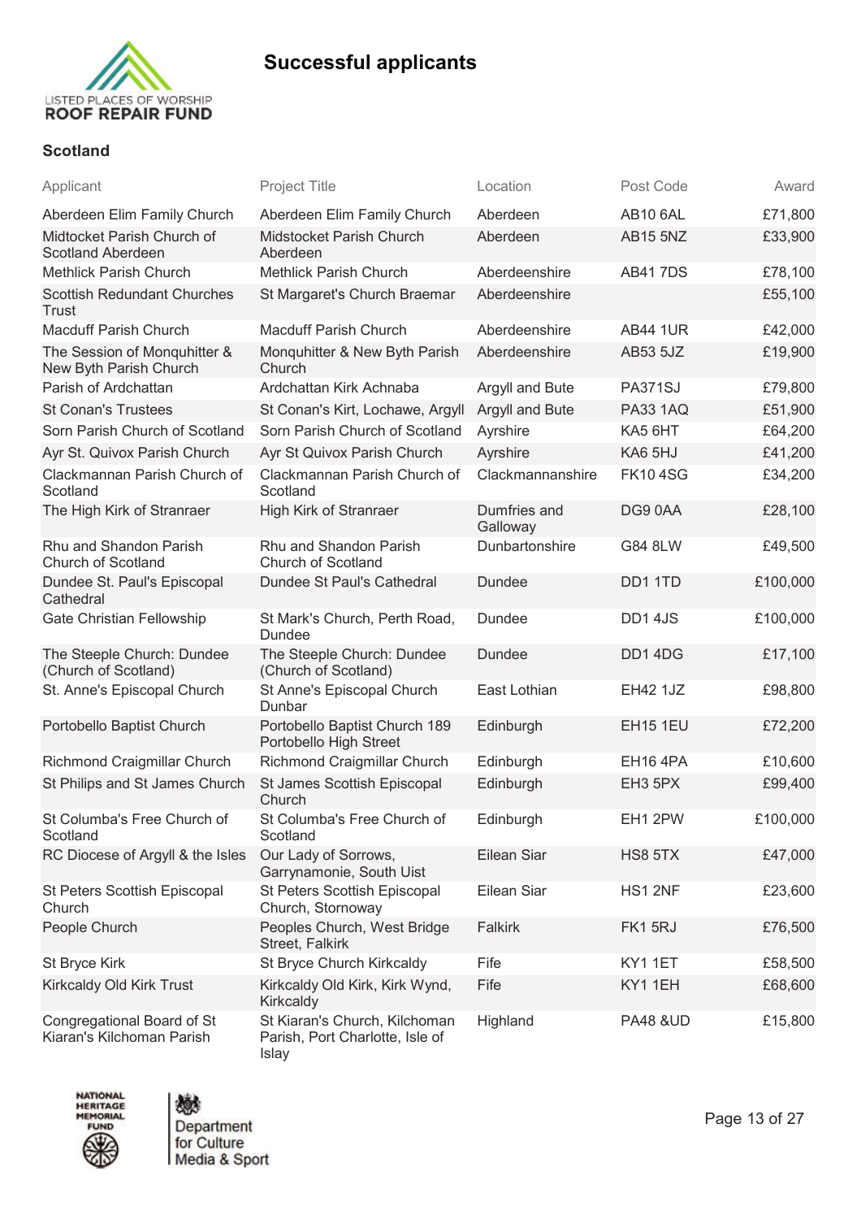# Successful applicants

## Scotland

| Applicant | Project Title | Location | Post Code | Award |
|---|---|---|---|---|
| Aberdeen Elim Family Church | Aberdeen Elim Family Church | Aberdeen | AB10 6AL | £71,800 |
| Midtocket Parish Church of Scotland Aberdeen | Midstocket Parish Church Aberdeen | Aberdeen | AB15 5NZ | £33,900 |
| Methlick Parish Church | Methlick Parish Church | Aberdeenshire | AB41 7DS | £78,100 |
| Scottish Redundant Churches Trust | St Margaret's Church Braemar | Aberdeenshire | | £55,100 |
| Macduff Parish Church | Macduff Parish Church | Aberdeenshire | AB44 1UR | £42,000 |
| The Session of Monquhitter & New Byth Parish Church | Monquhitter & New Byth Parish Church | Aberdeenshire | AB53 5JZ | £19,900 |
| Parish of Ardchattan | Ardchattan Kirk Achnaba | Argyll and Bute | PA371SJ | £79,800 |
| St Conan's Trustees | St Conan's Kirt, Lochawe, Argyll | Argyll and Bute | PA33 1AQ | £51,900 |
| Sorn Parish Church of Scotland | Sorn Parish Church of Scotland | Ayrshire | KA5 6HT | £64,200 |
| Ayr St. Quivox Parish Church | Ayr St Quivox Parish Church | Ayrshire | KA6 5HJ | £41,200 |
| Clackmannan Parish Church of Scotland | Clackmannan Parish Church of Scotland | Clackmannanshire | FK10 4SG | £34,200 |
| The High Kirk of Stranraer | High Kirk of Stranraer | Dumfries and Galloway | DG9 0AA | £28,100 |
| Rhu and Shandon Parish Church of Scotland | Rhu and Shandon Parish Church of Scotland | Dunbartonshire | G84 8LW | £49,500 |
| Dundee St. Paul's Episcopal Cathedral | Dundee St Paul's Cathedral | Dundee | DD1 1TD | £100,000 |
| Gate Christian Fellowship | St Mark's Church, Perth Road, Dundee | Dundee | DD1 4JS | £100,000 |
| The Steeple Church: Dundee (Church of Scotland) | The Steeple Church: Dundee (Church of Scotland) | Dundee | DD1 4DG | £17,100 |
| St. Anne's Episcopal Church | St Anne's Episcopal Church Dunbar | East Lothian | EH42 1JZ | £98,800 |
| Portobello Baptist Church | Portobello Baptist Church 189 Portobello High Street | Edinburgh | EH15 1EU | £72,200 |
| Richmond Craigmillar Church | Richmond Craigmillar Church | Edinburgh | EH16 4PA | £10,600 |
| St Philips and St James Church | St James Scottish Episcopal Church | Edinburgh | EH3 5PX | £99,400 |
| St Columba's Free Church of Scotland | St Columba's Free Church of Scotland | Edinburgh | EH1 2PW | £100,000 |
| RC Diocese of Argyll & the Isles | Our Lady of Sorrows, Garrynamonie, South Uist | Eilean Siar | HS8 5TX | £47,000 |
| St Peters Scottish Episcopal Church | St Peters Scottish Episcopal Church, Stornoway | Eilean Siar | HS1 2NF | £23,600 |
| People Church | Peoples Church, West Bridge Street, Falkirk | Falkirk | FK1 5RJ | £76,500 |
| St Bryce Kirk | St Bryce Church Kirkcaldy | Fife | KY1 1ET | £58,500 |
| Kirkcaldy Old Kirk Trust | Kirkcaldy Old Kirk, Kirk Wynd, Kirkcaldy | Fife | KY1 1EH | £68,600 |
| Congregational Board of St Kiaran's Kilchoman Parish | St Kiaran's Church, Kilchoman Parish, Port Charlotte, Isle of Islay | Highland | PA48 &UD | £15,800 |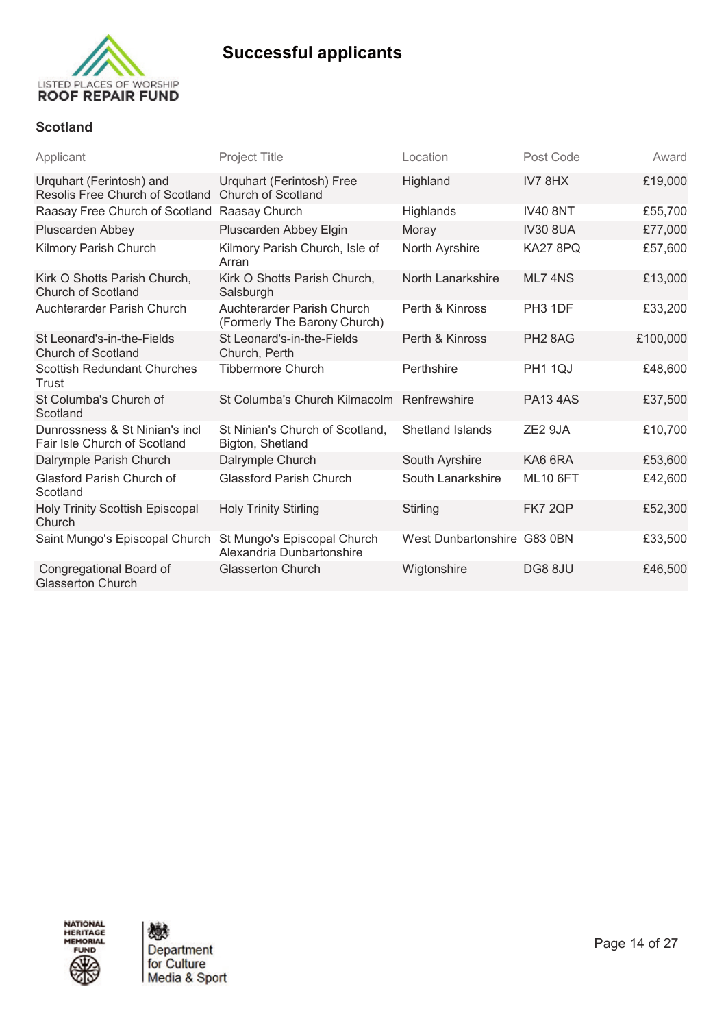# Successful applicants

## Scotland

| Applicant | Project Title | Location | Post Code | Award |
|---|---|---|---|---|
| Urquhart (Ferintosh) and Resolis Free Church of Scotland | Urquhart (Ferintosh) Free Church of Scotland | Highland | IV7 8HX | £19,000 |
| Raasay Free Church of Scotland | Raasay Church | Highlands | IV40 8NT | £55,700 |
| Pluscarden Abbey | Pluscarden Abbey Elgin | Moray | IV30 8UA | £77,000 |
| Kilmory Parish Church | Kilmory Parish Church, Isle of Arran | North Ayrshire | KA27 8PQ | £57,600 |
| Kirk O Shotts Parish Church, Church of Scotland | Kirk O Shotts Parish Church, Salsburgh | North Lanarkshire | ML7 4NS | £13,000 |
| Auchterarder Parish Church | Auchterarder Parish Church (Formerly The Barony Church) | Perth & Kinross | PH3 1DF | £33,200 |
| St Leonard's-in-the-Fields Church of Scotland | St Leonard's-in-the-Fields Church, Perth | Perth & Kinross | PH2 8AG | £100,000 |
| Scottish Redundant Churches Trust | Tibbermore Church | Perthshire | PH1 1QJ | £48,600 |
| St Columba's Church of Scotland | St Columba's Church Kilmacolm | Renfrewshire | PA13 4AS | £37,500 |
| Dunrossness & St Ninian's incl Fair Isle Church of Scotland | St Ninian's Church of Scotland, Bigton, Shetland | Shetland Islands | ZE2 9JA | £10,700 |
| Dalrymple Parish Church | Dalrymple Church | South Ayrshire | KA6 6RA | £53,600 |
| Glasford Parish Church of Scotland | Glassford Parish Church | South Lanarkshire | ML10 6FT | £42,600 |
| Holy Trinity Scottish Episcopal Church | Holy Trinity Stirling | Stirling | FK7 2QP | £52,300 |
| Saint Mungo's Episcopal Church | St Mungo's Episcopal Church Alexandria Dunbartonshire | West Dunbartonshire | G83 0BN | £33,500 |
| Congregational Board of Glasserton Church | Glasserton Church | Wigtonshire | DG8 8JU | £46,500 |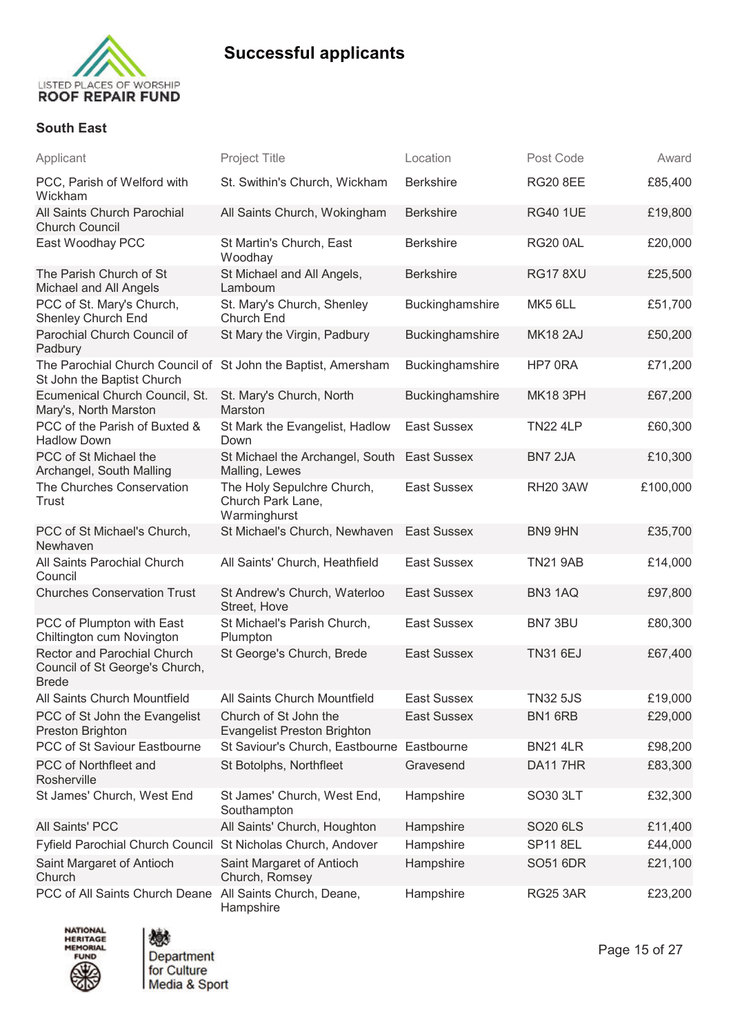# Successful applicants

## South East

| Applicant | Project Title | Location | Post Code | Award |
|---|---|---|---|---|
| PCC, Parish of Welford with Wickham | St. Swithin's Church, Wickham | Berkshire | RG20 8EE | £85,400 |
| All Saints Church Parochial Church Council | All Saints Church, Wokingham | Berkshire | RG40 1UE | £19,800 |
| East Woodhay PCC | St Martin's Church, East Woodhay | Berkshire | RG20 0AL | £20,000 |
| The Parish Church of St Michael and All Angels | St Michael and All Angels, Lambourn | Berkshire | RG17 8XU | £25,500 |
| PCC of St. Mary's Church, Shenley Church End | St. Mary's Church, Shenley Church End | Buckinghamshire | MK5 6LL | £51,700 |
| Parochial Church Council of Padbury | St Mary the Virgin, Padbury | Buckinghamshire | MK18 2AJ | £50,200 |
| The Parochial Church Council of St John the Baptist Church | St John the Baptist, Amersham | Buckinghamshire | HP7 0RA | £71,200 |
| Ecumenical Church Council, St. Mary's Church, North Marston | St. Mary's Church, North Marston | Buckinghamshire | MK18 3PH | £67,200 |
| PCC of the Parish of Buxted & Hadlow Down | St Mark the Evangelist, Hadlow Down | East Sussex | TN22 4LP | £60,300 |
| PCC of St Michael the Archangel, South Malling | St Michael the Archangel, South Malling, Lewes | East Sussex | BN7 2JA | £10,300 |
| The Churches Conservation Trust | The Holy Sepulchre Church, Church Park Lane, Warminghurst | East Sussex | RH20 3AW | £100,000 |
| PCC of St Michael's Church, Newhaven | St Michael's Church, Newhaven | East Sussex | BN9 9HN | £35,700 |
| All Saints Parochial Church Council | All Saints' Church, Heathfield | East Sussex | TN21 9AB | £14,000 |
| Churches Conservation Trust | St Andrew's Church, Waterloo Street, Hove | East Sussex | BN3 1AQ | £97,800 |
| PCC of Plumpton with East Chiltington cum Novington | St Michael's Parish Church, Plumpton | East Sussex | BN7 3BU | £80,300 |
| Rector and Parochial Church Council of St George's Church, Brede | St George's Church, Brede | East Sussex | TN31 6EJ | £67,400 |
| All Saints Church Mountfield | All Saints Church Mountfield | East Sussex | TN32 5JS | £19,000 |
| PCC of St John the Evangelist Preston Brighton | Church of St John the Evangelist Preston Brighton | East Sussex | BN1 6RB | £29,000 |
| PCC of St Saviour Eastbourne | St Saviour's Church, Eastbourne | Eastbourne | BN21 4LR | £98,200 |
| PCC of Northfleet and Rosherville | St Botolphs, Northfleet | Gravesend | DA11 7HR | £83,300 |
| St James' Church, West End | St James' Church, West End, Southampton | Hampshire | SO30 3LT | £32,300 |
| All Saints' PCC | All Saints' Church, Houghton | Hampshire | SO20 6LS | £11,400 |
| Fyfield Parochial Church Council | St Nicholas Church, Andover | Hampshire | SP11 8EL | £44,000 |
| Saint Margaret of Antioch Church | Saint Margaret of Antioch Church, Romsey | Hampshire | SO51 6DR | £21,100 |
| PCC of All Saints Church Deane | All Saints Church, Deane, Hampshire | Hampshire | RG25 3AR | £23,200 |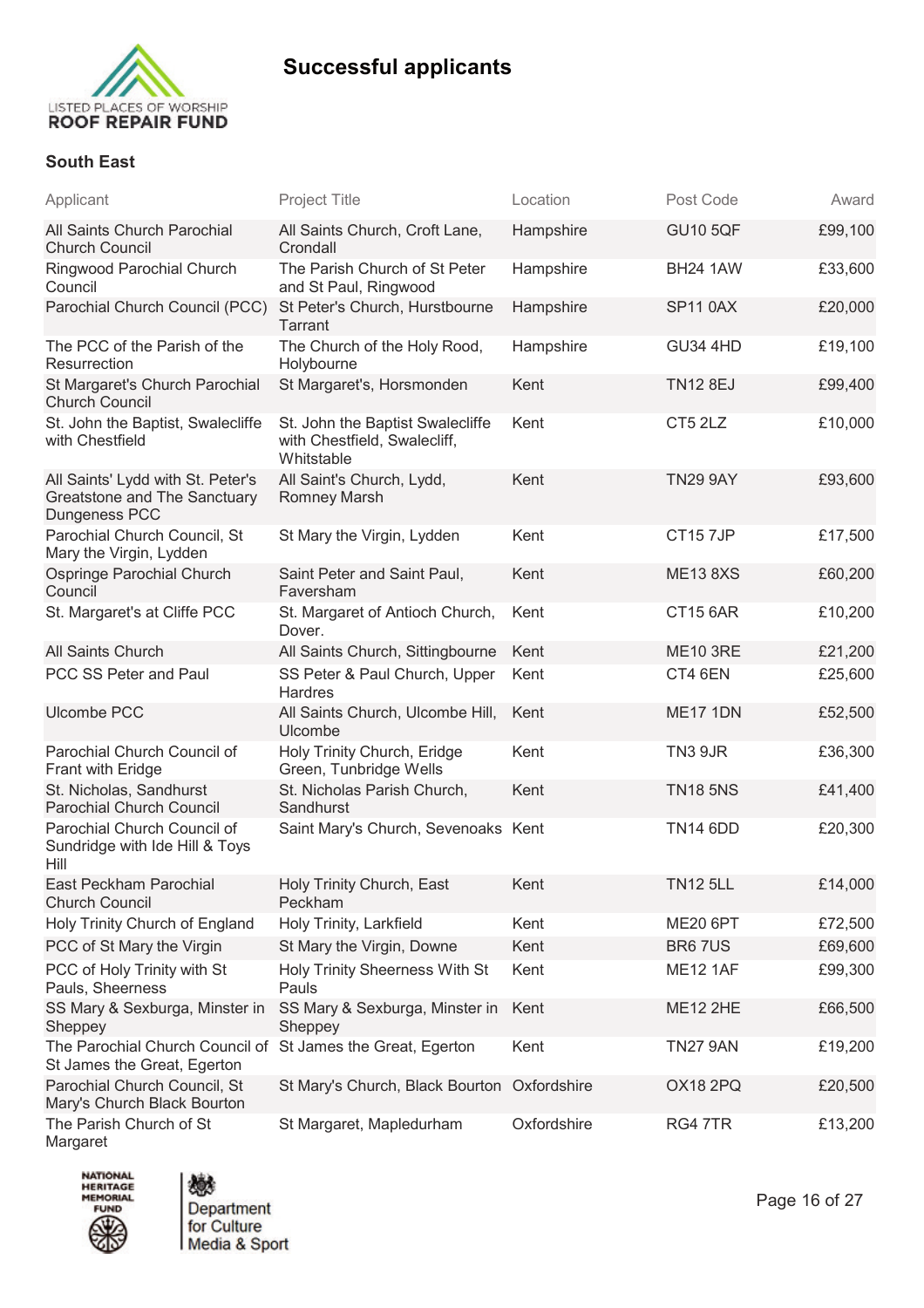# Successful applicants

### South East

| Applicant | Project Title | Location | Post Code | Award |
|---|---|---|---|---|
| All Saints Church Parochial Church Council | All Saints Church, Croft Lane, Crondall | Hampshire | GU10 5QF | £99,100 |
| Ringwood Parochial Church Council | The Parish Church of St Peter and St Paul, Ringwood | Hampshire | BH24 1AW | £33,600 |
| Parochial Church Council (PCC) | St Peter's Church, Hurstbourne Tarrant | Hampshire | SP11 0AX | £20,000 |
| The PCC of the Parish of the Resurrection | The Church of the Holy Rood, Holybourne | Hampshire | GU34 4HD | £19,100 |
| St Margaret's Church Parochial Church Council | St Margaret's, Horsmonden | Kent | TN12 8EJ | £99,400 |
| St. John the Baptist, Swalecliffe with Chestfield | St. John the Baptist Swalecliffe with Chestfield, Swalecliff, Whitstable | Kent | CT5 2LZ | £10,000 |
| All Saints' Lydd with St. Peter's Greatstone and The Sanctuary Dungeness PCC | All Saint's Church, Lydd, Romney Marsh | Kent | TN29 9AY | £93,600 |
| Parochial Church Council, St Mary the Virgin, Lydden | St Mary the Virgin, Lydden | Kent | CT15 7JP | £17,500 |
| Ospringe Parochial Church Council | Saint Peter and Saint Paul, Faversham | Kent | ME13 8XS | £60,200 |
| St. Margaret's at Cliffe PCC | St. Margaret of Antioch Church, Dover. | Kent | CT15 6AR | £10,200 |
| All Saints Church | All Saints Church, Sittingbourne | Kent | ME10 3RE | £21,200 |
| PCC SS Peter and Paul | SS Peter & Paul Church, Upper Hardres | Kent | CT4 6EN | £25,600 |
| Ulcombe PCC | All Saints Church, Ulcombe Hill, Ulcombe | Kent | ME17 1DN | £52,500 |
| Parochial Church Council of Frant with Eridge | Holy Trinity Church, Eridge Green, Tunbridge Wells | Kent | TN3 9JR | £36,300 |
| St. Nicholas, Sandhurst Parochial Church Council | St. Nicholas Parish Church, Sandhurst | Kent | TN18 5NS | £41,400 |
| Parochial Church Council of Sundridge with Ide Hill & Toys Hill | Saint Mary's Church, Sevenoaks | Kent | TN14 6DD | £20,300 |
| East Peckham Parochial Church Council | Holy Trinity Church, East Peckham | Kent | TN12 5LL | £14,000 |
| Holy Trinity Church of England | Holy Trinity, Larkfield | Kent | ME20 6PT | £72,500 |
| PCC of St Mary the Virgin | St Mary the Virgin, Downe | Kent | BR6 7US | £69,600 |
| PCC of Holy Trinity with St Pauls, Sheerness | Holy Trinity Sheerness With St Pauls | Kent | ME12 1AF | £99,300 |
| SS Mary & Sexburga, Minster in Sheppey | SS Mary & Sexburga, Minster in Sheppey | Kent | ME12 2HE | £66,500 |
| The Parochial Church Council of St James the Great, Egerton | St James the Great, Egerton | Kent | TN27 9AN | £19,200 |
| Parochial Church Council, St Mary's Church Black Bourton | St Mary's Church, Black Bourton | Oxfordshire | OX18 2PQ | £20,500 |
| The Parish Church of St Margaret | St Margaret, Mapledurham | Oxfordshire | RG4 7TR | £13,200 |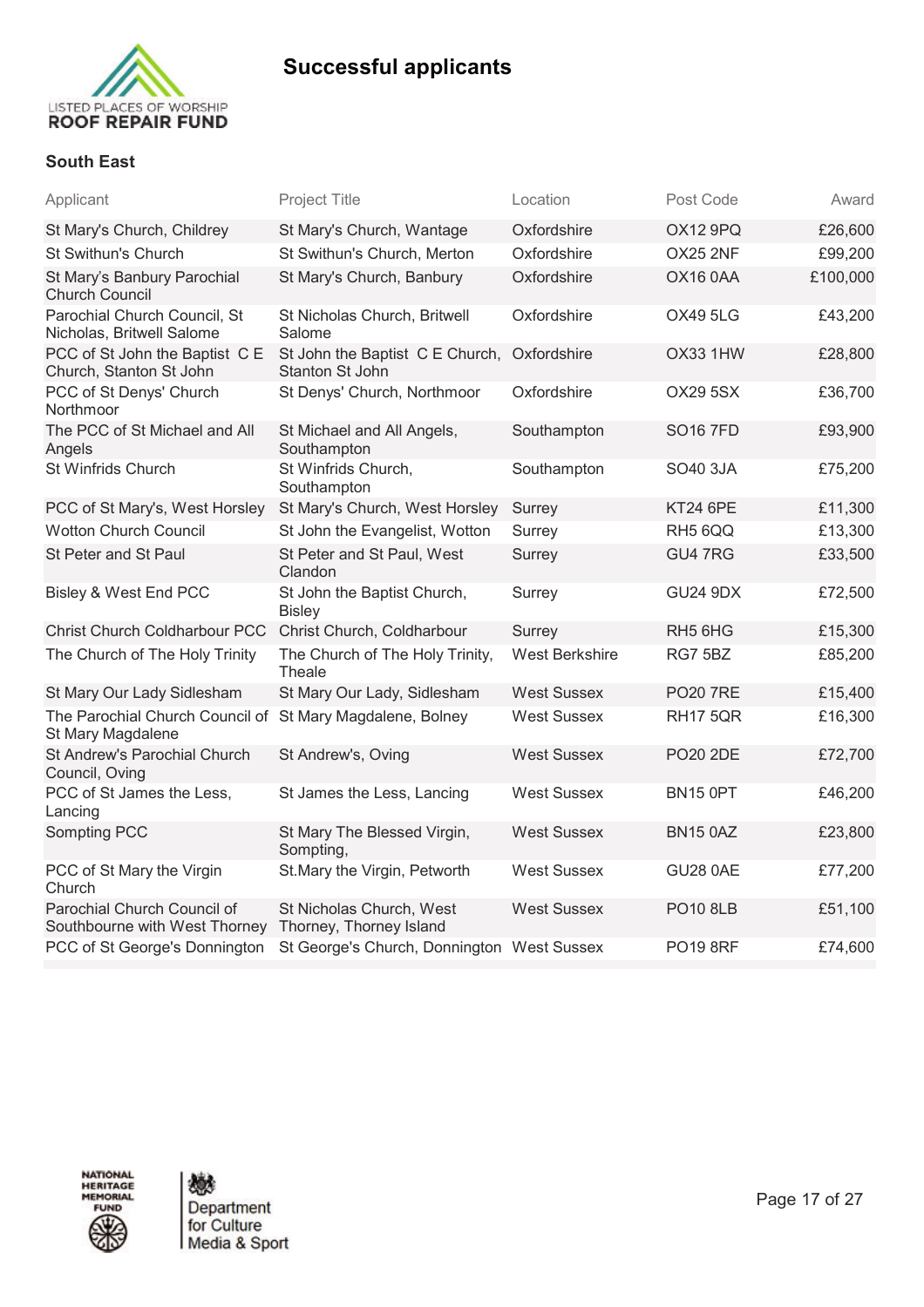# Successful applicants

LISTED PLACES OF WORSHIP
ROOF REPAIR FUND

## South East

| Applicant | Project Title | Location | Post Code | Award |
|---|---|---|---|---|
| St Mary's Church, Childrey | St Mary's Church, Wantage | Oxfordshire | OX12 9PQ | £26,600 |
| St Swithun's Church | St Swithun's Church, Merton | Oxfordshire | OX25 2NF | £99,200 |
| St Mary's Banbury Parochial Church Council | St Mary's Church, Banbury | Oxfordshire | OX16 0AA | £100,000 |
| Parochial Church Council, St Nicholas, Britwell Salome | St Nicholas Church, Britwell Salome | Oxfordshire | OX49 5LG | £43,200 |
| PCC of St John the Baptist C E Church, Stanton St John | St John the Baptist C E Church, Stanton St John | Oxfordshire | OX33 1HW | £28,800 |
| PCC of St Denys' Church Northmoor | St Denys' Church, Northmoor | Oxfordshire | OX29 5SX | £36,700 |
| The PCC of St Michael and All Angels | St Michael and All Angels, Southampton | Southampton | SO16 7FD | £93,900 |
| St Winfrids Church | St Winfrids Church, Southampton | Southampton | SO40 3JA | £75,200 |
| PCC of St Mary's, West Horsley | St Mary's Church, West Horsley | Surrey | KT24 6PE | £11,300 |
| Wotton Church Council | St John the Evangelist, Wotton | Surrey | RH5 6QQ | £13,300 |
| St Peter and St Paul | St Peter and St Paul, West Clandon | Surrey | GU4 7RG | £33,500 |
| Bisley & West End PCC | St John the Baptist Church, Bisley | Surrey | GU24 9DX | £72,500 |
| Christ Church Coldharbour PCC | Christ Church, Coldharbour | Surrey | RH5 6HG | £15,300 |
| The Church of The Holy Trinity | The Church of The Holy Trinity, Theale | West Berkshire | RG7 5BZ | £85,200 |
| St Mary Our Lady Sidlesham | St Mary Our Lady, Sidlesham | West Sussex | PO20 7RE | £15,400 |
| The Parochial Church Council of St Mary Magdalene | St Mary Magdalene, Bolney | West Sussex | RH17 5QR | £16,300 |
| St Andrew's Parochial Church Council, Oving | St Andrew's, Oving | West Sussex | PO20 2DE | £72,700 |
| PCC of St James the Less, Lancing | St James the Less, Lancing | West Sussex | BN15 0PT | £46,200 |
| Sompting PCC | St Mary The Blessed Virgin, Sompting, | West Sussex | BN15 0AZ | £23,800 |
| PCC of St Mary the Virgin Church | St.Mary the Virgin, Petworth | West Sussex | GU28 0AE | £77,200 |
| Parochial Church Council of Southbourne with West Thorney | St Nicholas Church, West Thorney, Thorney Island | West Sussex | PO10 8LB | £51,100 |
| PCC of St George's Donnington | St George's Church, Donnington | West Sussex | PO19 8RF | £74,600 |

NATIONAL HERITAGE MEMORIAL FUND

Department for Culture Media & Sport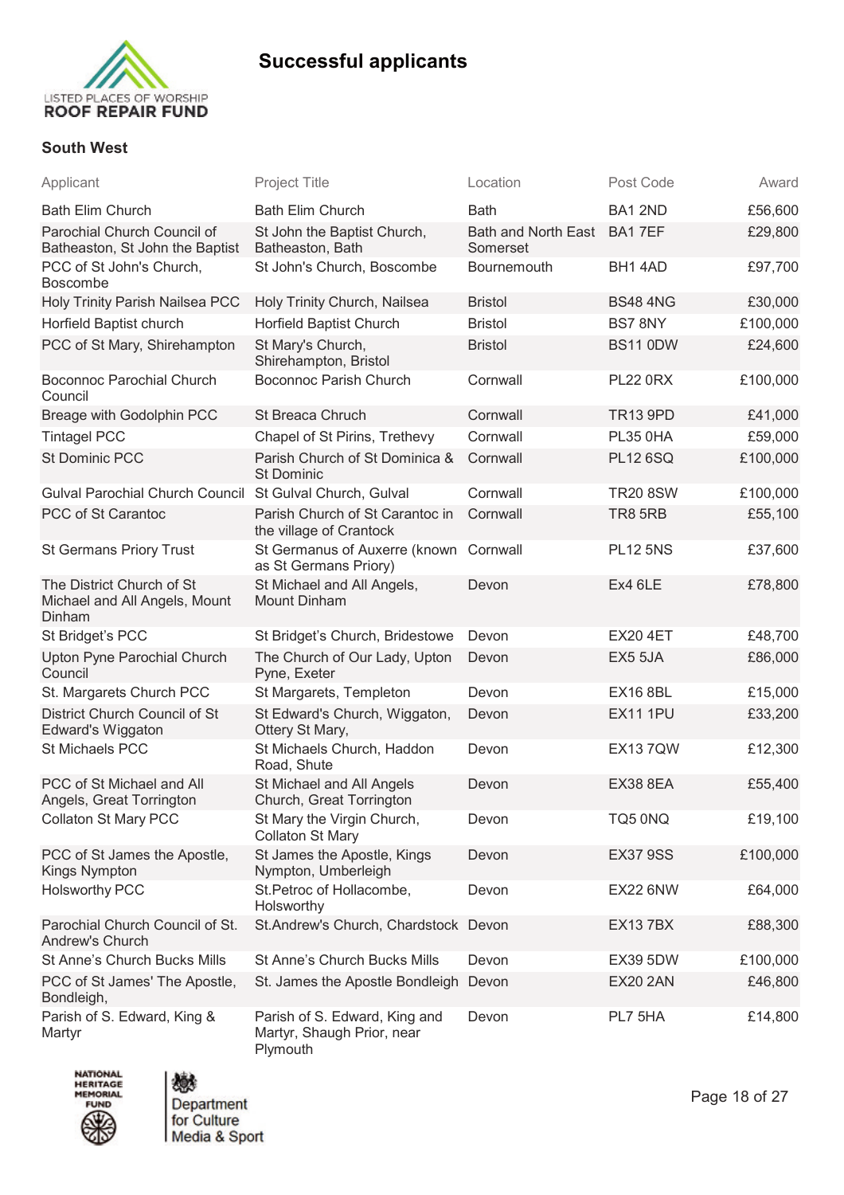# Successful applicants

### South West

| Applicant | Project Title | Location | Post Code | Award |
|---|---|---|---|---|
| Bath Elim Church | Bath Elim Church | Bath | BA1 2ND | £56,600 |
| Parochial Church Council of Batheaston, St John the Baptist | St John the Baptist Church, Batheaston, Bath | Bath and North East Somerset | BA1 7EF | £29,800 |
| PCC of St John's Church, Boscombe | St John's Church, Boscombe | Bournemouth | BH1 4AD | £97,700 |
| Holy Trinity Parish Nailsea PCC | Holy Trinity Church, Nailsea | Bristol | BS48 4NG | £30,000 |
| Horfield Baptist church | Horfield Baptist Church | Bristol | BS7 8NY | £100,000 |
| PCC of St Mary, Shirehampton | St Mary's Church, Shirehampton, Bristol | Bristol | BS11 0DW | £24,600 |
| Boconnoc Parochial Church Council | Boconnoc Parish Church | Cornwall | PL22 0RX | £100,000 |
| Breage with Godolphin PCC | St Breaca Chruch | Cornwall | TR13 9PD | £41,000 |
| Tintagel PCC | Chapel of St Pirins, Trethevy | Cornwall | PL35 0HA | £59,000 |
| St Dominic PCC | Parish Church of St Dominica & St Dominic | Cornwall | PL12 6SQ | £100,000 |
| Gulval Parochial Church Council | St Gulval Church, Gulval | Cornwall | TR20 8SW | £100,000 |
| PCC of St Carantoc | Parish Church of St Carantoc in the village of Crantock | Cornwall | TR8 5RB | £55,100 |
| St Germans Priory Trust | St Germanus of Auxerre (known as St Germans Priory) | Cornwall | PL12 5NS | £37,600 |
| The District Church of St Michael and All Angels, Mount Dinham | St Michael and All Angels, Mount Dinham | Devon | Ex4 6LE | £78,800 |
| St Bridget's PCC | St Bridget's Church, Bridestowe | Devon | EX20 4ET | £48,700 |
| Upton Pyne Parochial Church Council | The Church of Our Lady, Upton Pyne, Exeter | Devon | EX5 5JA | £86,000 |
| St. Margarets Church PCC | St Margarets, Templeton | Devon | EX16 8BL | £15,000 |
| District Church Council of St Edward's Wiggaton | St Edward's Church, Wiggaton, Ottery St Mary, | Devon | EX11 1PU | £33,200 |
| St Michaels PCC | St Michaels Church, Haddon Road, Shute | Devon | EX13 7QW | £12,300 |
| PCC of St Michael and All Angels, Great Torrington | St Michael and All Angels Church, Great Torrington | Devon | EX38 8EA | £55,400 |
| Collaton St Mary PCC | St Mary the Virgin Church, Collaton St Mary | Devon | TQ5 0NQ | £19,100 |
| PCC of St James the Apostle, Kings Nympton | St James the Apostle, Kings Nympton, Umberleigh | Devon | EX37 9SS | £100,000 |
| Holsworthy PCC | St.Petroc of Hollacombe, Holsworthy | Devon | EX22 6NW | £64,000 |
| Parochial Church Council of St. Andrew's Church | St.Andrew's Church, Chardstock | Devon | EX13 7BX | £88,300 |
| St Anne's Church Bucks Mills | St Anne's Church Bucks Mills | Devon | EX39 5DW | £100,000 |
| PCC of St James' The Apostle, Bondleigh, | St. James the Apostle Bondleigh | Devon | EX20 2AN | £46,800 |
| Parish of S. Edward, King & Martyr | Parish of S. Edward, King and Martyr, Shaugh Prior, near Plymouth | Devon | PL7 5HA | £14,800 |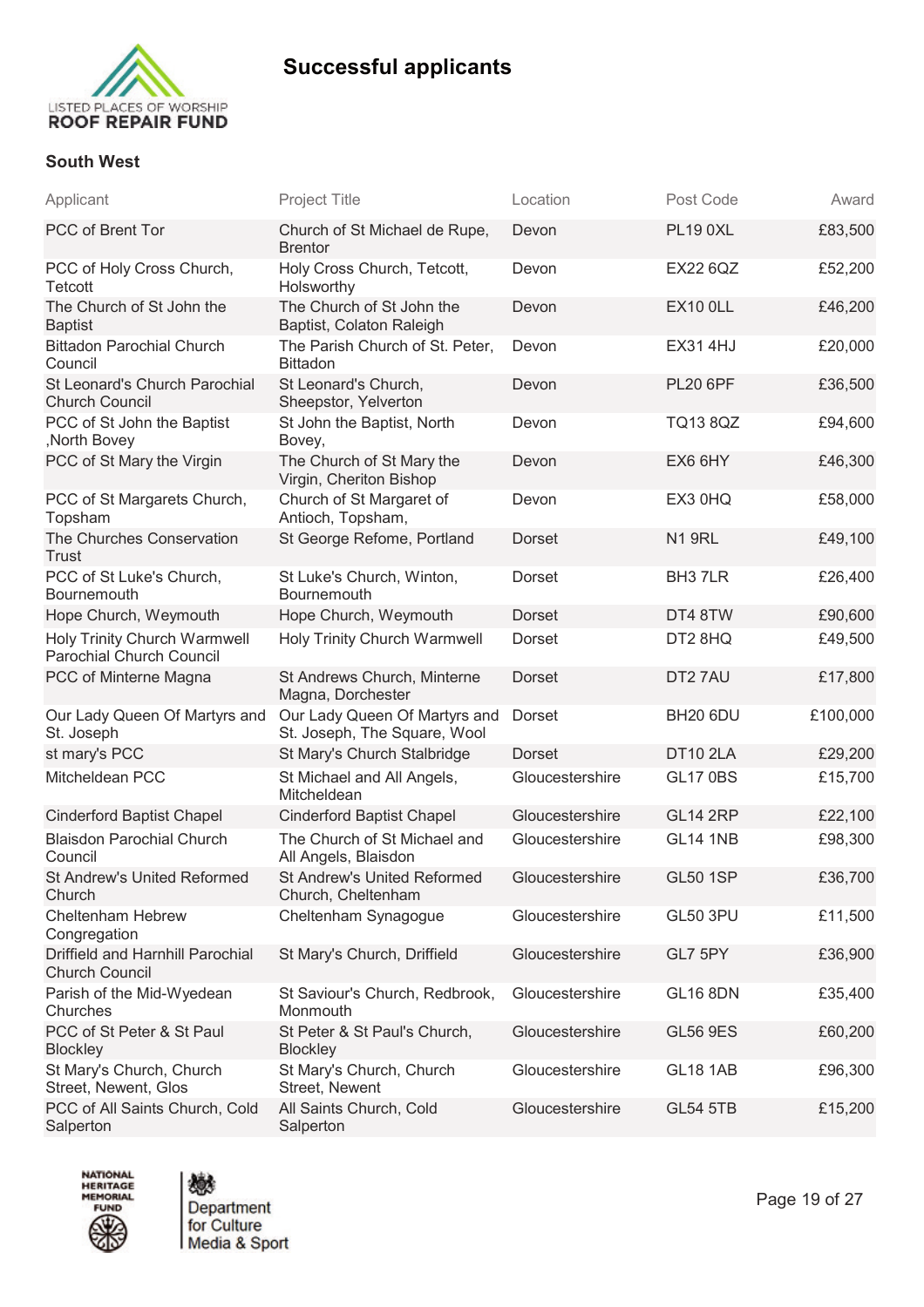# Successful applicants

## South West

| Applicant | Project Title | Location | Post Code | Award |
|---|---|---|---|---|
| PCC of Brent Tor | Church of St Michael de Rupe, Brentor | Devon | PL19 0XL | £83,500 |
| PCC of Holy Cross Church, Tetcott | Holy Cross Church, Tetcott, Holsworthy | Devon | EX22 6QZ | £52,200 |
| The Church of St John the Baptist | The Church of St John the Baptist, Colaton Raleigh | Devon | EX10 0LL | £46,200 |
| Bittadon Parochial Church Council | The Parish Church of St. Peter, Bittadon | Devon | EX31 4HJ | £20,000 |
| St Leonard's Church Parochial Church Council | St Leonard's Church, Sheepstor, Yelverton | Devon | PL20 6PF | £36,500 |
| PCC of St John the Baptist ,North Bovey | St John the Baptist, North Bovey, | Devon | TQ13 8QZ | £94,600 |
| PCC of St Mary the Virgin | The Church of St Mary the Virgin, Cheriton Bishop | Devon | EX6 6HY | £46,300 |
| PCC of St Margarets Church, Topsham | Church of St Margaret of Antioch, Topsham, | Devon | EX3 0HQ | £58,000 |
| The Churches Conservation Trust | St George Refome, Portland | Dorset | N1 9RL | £49,100 |
| PCC of St Luke's Church, Bournemouth | St Luke's Church, Winton, Bournemouth | Dorset | BH3 7LR | £26,400 |
| Hope Church, Weymouth | Hope Church, Weymouth | Dorset | DT4 8TW | £90,600 |
| Holy Trinity Church Warmwell Parochial Church Council | Holy Trinity Church Warmwell | Dorset | DT2 8HQ | £49,500 |
| PCC of Minterne Magna | St Andrews Church, Minterne Magna, Dorchester | Dorset | DT2 7AU | £17,800 |
| Our Lady Queen Of Martyrs and St. Joseph | Our Lady Queen Of Martyrs and St. Joseph, The Square, Wool | Dorset | BH20 6DU | £100,000 |
| st mary's PCC | St Mary's Church Stalbridge | Dorset | DT10 2LA | £29,200 |
| Mitcheldean PCC | St Michael and All Angels, Mitcheldean | Gloucestershire | GL17 0BS | £15,700 |
| Cinderford Baptist Chapel | Cinderford Baptist Chapel | Gloucestershire | GL14 2RP | £22,100 |
| Blaisdon Parochial Church Council | The Church of St Michael and All Angels, Blaisdon | Gloucestershire | GL14 1NB | £98,300 |
| St Andrew's United Reformed Church | St Andrew's United Reformed Church, Cheltenham | Gloucestershire | GL50 1SP | £36,700 |
| Cheltenham Hebrew Congregation | Cheltenham Synagogue | Gloucestershire | GL50 3PU | £11,500 |
| Driffield and Harnhill Parochial Church Council | St Mary's Church, Driffield | Gloucestershire | GL7 5PY | £36,900 |
| Parish of the Mid-Wyedean Churches | St Saviour's Church, Redbrook, Monmouth | Gloucestershire | GL16 8DN | £35,400 |
| PCC of St Peter & St Paul Blockley | St Peter & St Paul's Church, Blockley | Gloucestershire | GL56 9ES | £60,200 |
| St Mary's Church, Church Street, Newent, Glos | St Mary's Church, Church Street, Newent | Gloucestershire | GL18 1AB | £96,300 |
| PCC of All Saints Church, Cold Salperton | All Saints Church, Cold Salperton | Gloucestershire | GL54 5TB | £15,200 |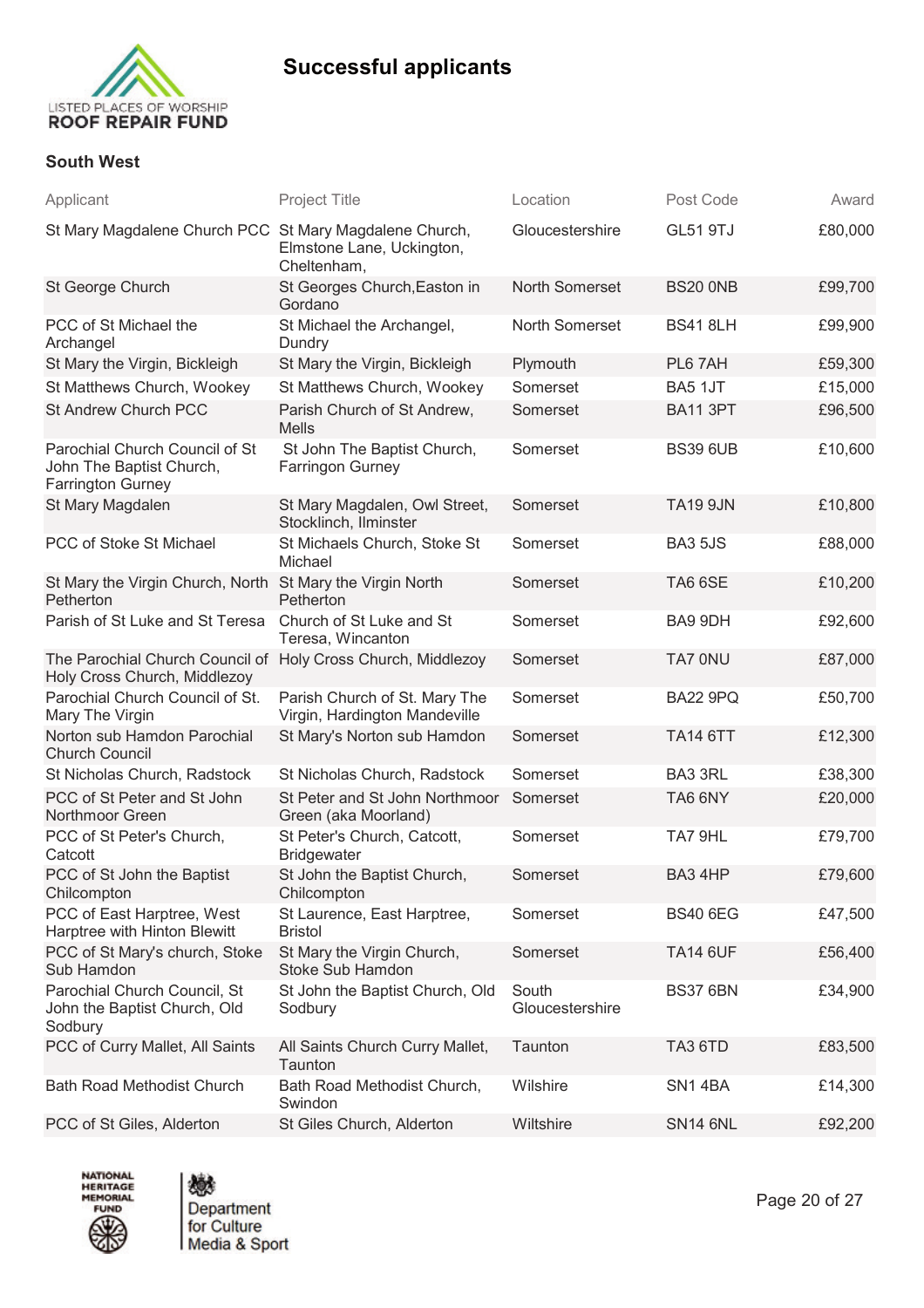# Successful applicants

## South West

| Applicant | Project Title | Location | Post Code | Award |
|---|---|---|---|---|
| St Mary Magdalene Church PCC | St Mary Magdalene Church, Elmstone Lane, Uckington, Cheltenham, | Gloucestershire | GL51 9TJ | £80,000 |
| St George Church | St Georges Church,Easton in Gordano | North Somerset | BS20 0NB | £99,700 |
| PCC of St Michael the Archangel | St Michael the Archangel, Dundry | North Somerset | BS41 8LH | £99,900 |
| St Mary the Virgin, Bickleigh | St Mary the Virgin, Bickleigh | Plymouth | PL6 7AH | £59,300 |
| St Matthews Church, Wookey | St Matthews Church, Wookey | Somerset | BA5 1JT | £15,000 |
| St Andrew Church PCC | Parish Church of St Andrew, Mells | Somerset | BA11 3PT | £96,500 |
| Parochial Church Council of St John The Baptist Church, Farrington Gurney | St John The Baptist Church, Farringon Gurney | Somerset | BS39 6UB | £10,600 |
| St Mary Magdalen | St Mary Magdalen, Owl Street, Stocklinch, Ilminster | Somerset | TA19 9JN | £10,800 |
| PCC of Stoke St Michael | St Michaels Church, Stoke St Michael | Somerset | BA3 5JS | £88,000 |
| St Mary the Virgin Church, North Petherton | St Mary the Virgin North Petherton | Somerset | TA6 6SE | £10,200 |
| Parish of St Luke and St Teresa | Church of St Luke and St Teresa, Wincanton | Somerset | BA9 9DH | £92,600 |
| The Parochial Church Council of Holy Cross Church, Middlezoy | Holy Cross Church, Middlezoy | Somerset | TA7 0NU | £87,000 |
| Parochial Church Council of St. Mary The Virgin | Parish Church of St. Mary The Virgin, Hardington Mandeville | Somerset | BA22 9PQ | £50,700 |
| Norton sub Hamdon Parochial Church Council | St Mary's Norton sub Hamdon | Somerset | TA14 6TT | £12,300 |
| St Nicholas Church, Radstock | St Nicholas Church, Radstock | Somerset | BA3 3RL | £38,300 |
| PCC of St Peter and St John Northmoor Green | St Peter and St John Northmoor Green (aka Moorland) | Somerset | TA6 6NY | £20,000 |
| PCC of St Peter's Church, Catcott | St Peter's Church, Catcott, Bridgewater | Somerset | TA7 9HL | £79,700 |
| PCC of St John the Baptist Chilcompton | St John the Baptist Church, Chilcompton | Somerset | BA3 4HP | £79,600 |
| PCC of East Harptree, West Harptree with Hinton Blewitt | St Laurence, East Harptree, Bristol | Somerset | BS40 6EG | £47,500 |
| PCC of St Mary's church, Stoke Sub Hamdon | St Mary the Virgin Church, Stoke Sub Hamdon | Somerset | TA14 6UF | £56,400 |
| Parochial Church Council, St John the Baptist Church, Old Sodbury | St John the Baptist Church, Old Sodbury | South Gloucestershire | BS37 6BN | £34,900 |
| PCC of Curry Mallet, All Saints | All Saints Church Curry Mallet, Taunton | Taunton | TA3 6TD | £83,500 |
| Bath Road Methodist Church | Bath Road Methodist Church, Swindon | Wilshire | SN1 4BA | £14,300 |
| PCC of St Giles, Alderton | St Giles Church, Alderton | Wiltshire | SN14 6NL | £92,200 |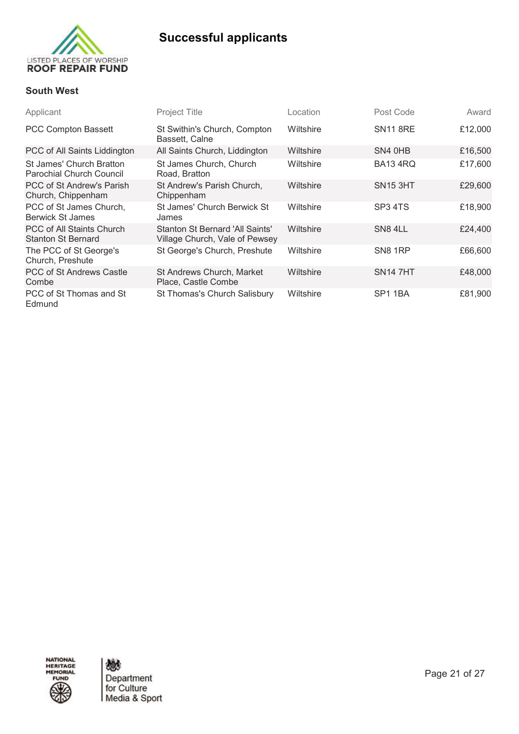# Successful applicants

### South West

| Applicant | Project Title | Location | Post Code | Award |
|---|---|---|---|---|
| PCC Compton Bassett | St Swithin's Church, Compton Bassett, Calne | Wiltshire | SN11 8RE | £12,000 |
| PCC of All Saints Liddington | All Saints Church, Liddington | Wiltshire | SN4 0HB | £16,500 |
| St James' Church Bratton Parochial Church Council | St James Church, Church Road, Bratton | Wiltshire | BA13 4RQ | £17,600 |
| PCC of St Andrew's Parish Church, Chippenham | St Andrew's Parish Church, Chippenham | Wiltshire | SN15 3HT | £29,600 |
| PCC of St James Church, Berwick St James | St James' Church Berwick St James | Wiltshire | SP3 4TS | £18,900 |
| PCC of All Staints Church Stanton St Bernard | Stanton St Bernard 'All Saints' Village Church, Vale of Pewsey | Wiltshire | SN8 4LL | £24,400 |
| The PCC of St George's Church, Preshute | St George's Church, Preshute | Wiltshire | SN8 1RP | £66,600 |
| PCC of St Andrews Castle Combe | St Andrews Church, Market Place, Castle Combe | Wiltshire | SN14 7HT | £48,000 |
| PCC of St Thomas and St Edmund | St Thomas's Church Salisbury | Wiltshire | SP1 1BA | £81,900 |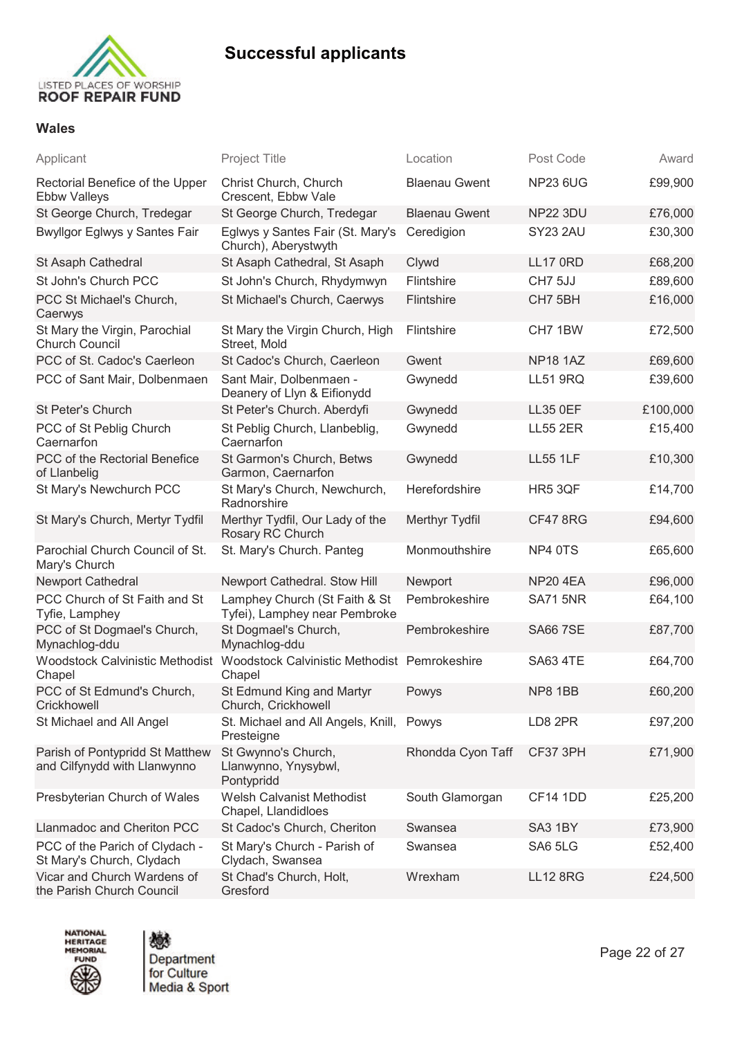# Successful applicants

## Wales

| Applicant | Project Title | Location | Post Code | Award |
|---|---|---|---|---|
| Rectorial Benefice of the Upper Ebbw Valleys | Christ Church, Church Crescent, Ebbw Vale | Blaenau Gwent | NP23 6UG | £99,900 |
| St George Church, Tredegar | St George Church, Tredegar | Blaenau Gwent | NP22 3DU | £76,000 |
| Bwyllgor Eglwys y Santes Fair | Eglwys y Santes Fair (St. Mary's Church), Aberystwyth | Ceredigion | SY23 2AU | £30,300 |
| St Asaph Cathedral | St Asaph Cathedral, St Asaph | Clywd | LL17 0RD | £68,200 |
| St John's Church PCC | St John's Church, Rhydymwyn | Flintshire | CH7 5JJ | £89,600 |
| PCC St Michael's Church, Caerwys | St Michael's Church, Caerwys | Flintshire | CH7 5BH | £16,000 |
| St Mary the Virgin, Parochial Church Council | St Mary the Virgin Church, High Street, Mold | Flintshire | CH7 1BW | £72,500 |
| PCC of St. Cadoc's Caerleon | St Cadoc's Church, Caerleon | Gwent | NP18 1AZ | £69,600 |
| PCC of Sant Mair, Dolbenmaen | Sant Mair, Dolbenmaen - Deanery of Llyn & Eifionydd | Gwynedd | LL51 9RQ | £39,600 |
| St Peter's Church | St Peter's Church. Aberdyfi | Gwynedd | LL35 0EF | £100,000 |
| PCC of St Peblig Church Caernarfon | St Peblig Church, Llanbeblig, Caernarfon | Gwynedd | LL55 2ER | £15,400 |
| PCC of the Rectorial Benefice of Llanbelig | St Garmon's Church, Betws Garmon, Caernarfon | Gwynedd | LL55 1LF | £10,300 |
| St Mary's Newchurch PCC | St Mary's Church, Newchurch, Radnorshire | Herefordshire | HR5 3QF | £14,700 |
| St Mary's Church, Mertyr Tydfil | Merthyr Tydfil, Our Lady of the Rosary RC Church | Merthyr Tydfil | CF47 8RG | £94,600 |
| Parochial Church Council of St. Mary's Church | St. Mary's Church. Panteg | Monmouthshire | NP4 0TS | £65,600 |
| Newport Cathedral | Newport Cathedral. Stow Hill | Newport | NP20 4EA | £96,000 |
| PCC Church of St Faith and St Tyfie, Lamphey | Lamphey Church (St Faith & St Tyfei), Lamphey near Pembroke | Pembrokeshire | SA71 5NR | £64,100 |
| PCC of St Dogmael's Church, Mynachlog-ddu | St Dogmael's Church, Mynachlog-ddu | Pembrokeshire | SA66 7SE | £87,700 |
| Woodstock Calvinistic Methodist Chapel | Woodstock Calvinistic Methodist Chapel | Pemrokeshire | SA63 4TE | £64,700 |
| PCC of St Edmund's Church, Crickhowell | St Edmund King and Martyr Church, Crickhowell | Powys | NP8 1BB | £60,200 |
| St Michael and All Angel | St. Michael and All Angels, Knill, Presteigne | Powys | LD8 2PR | £97,200 |
| Parish of Pontypridd St Matthew and Cilfynydd with Llanwynno | St Gwynno's Church, Llanwynno, Ynysybwl, Pontypridd | Rhondda Cyon Taff | CF37 3PH | £71,900 |
| Presbyterian Church of Wales | Welsh Calvanist Methodist Chapel, Llandidloes | South Glamorgan | CF14 1DD | £25,200 |
| Llanmadoc and Cheriton PCC | St Cadoc's Church, Cheriton | Swansea | SA3 1BY | £73,900 |
| PCC of the Parich of Clydach - St Mary's Church, Clydach | St Mary's Church - Parish of Clydach, Swansea | Swansea | SA6 5LG | £52,400 |
| Vicar and Church Wardens of the Parish Church Council | St Chad's Church, Holt, Gresford | Wrexham | LL12 8RG | £24,500 |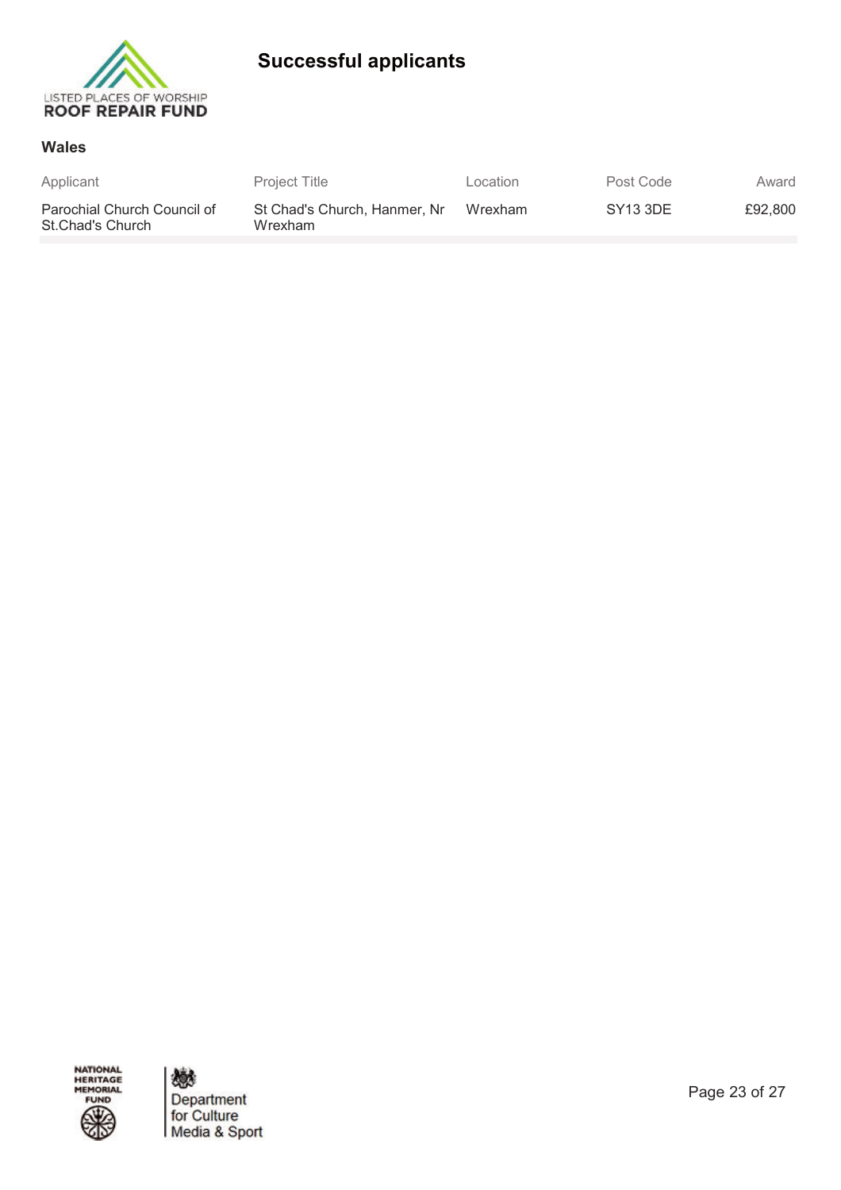# Successful applicants

## Wales

| Applicant | Project Title | Location | Post Code | Award |
|---|---|---|---|---|
| Parochial Church Council of St.Chad's Church | St Chad's Church, Hanmer, Nr Wrexham | Wrexham | SY13 3DE | £92,800 |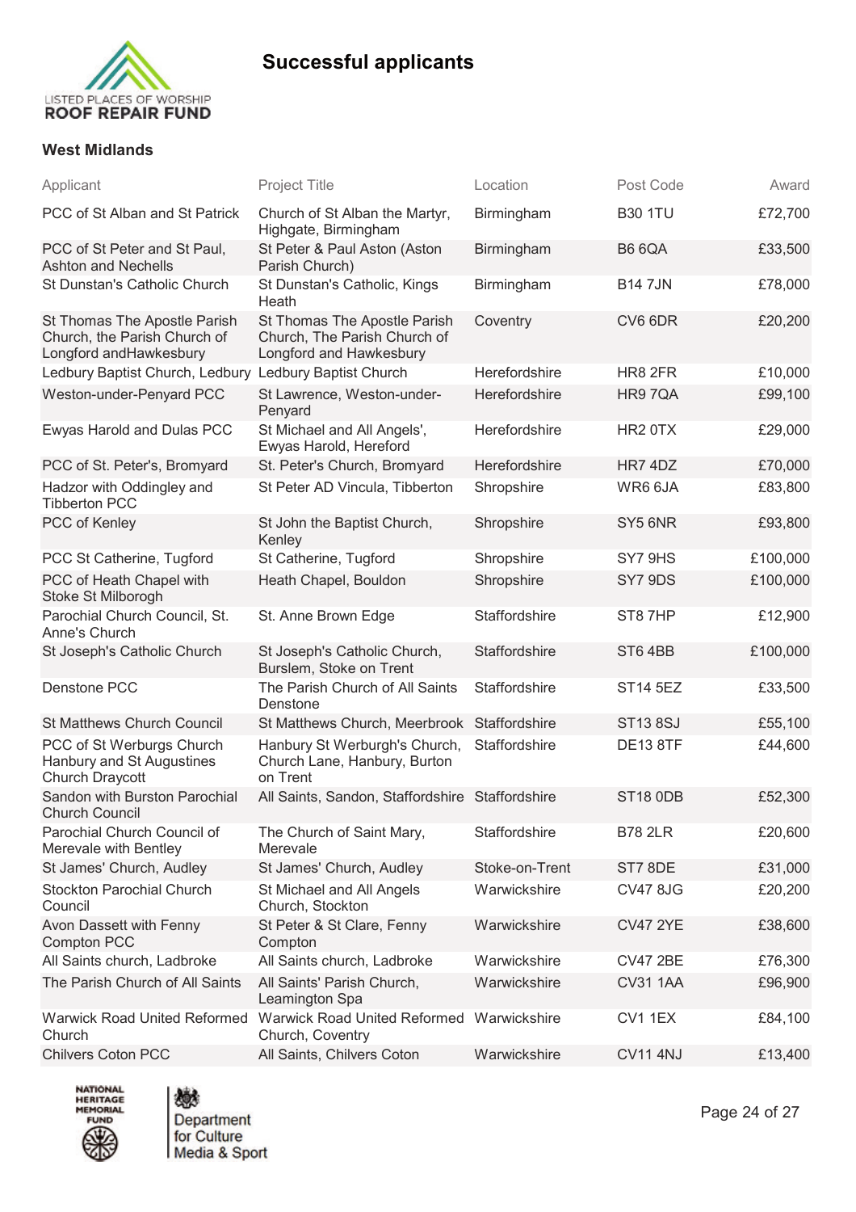# Successful applicants

LISTED PLACES OF WORSHIP ROOF REPAIR FUND

### West Midlands

| Applicant | Project Title | Location | Post Code | Award |
|---|---|---|---|---|
| PCC of St Alban and St Patrick | Church of St Alban the Martyr, Highgate, Birmingham | Birmingham | B30 1TU | £72,700 |
| PCC of St Peter and St Paul, Ashton and Nechells | St Peter & Paul Aston (Aston Parish Church) | Birmingham | B6 6QA | £33,500 |
| St Dunstan's Catholic Church | St Dunstan's Catholic, Kings Heath | Birmingham | B14 7JN | £78,000 |
| St Thomas The Apostle Parish Church, the Parish Church of Longford andHawkesbury | St Thomas The Apostle Parish Church, The Parish Church of Longford and Hawkesbury | Coventry | CV6 6DR | £20,200 |
| Ledbury Baptist Church, Ledbury | Ledbury Baptist Church | Herefordshire | HR8 2FR | £10,000 |
| Weston-under-Penyard PCC | St Lawrence, Weston-under-Penyard | Herefordshire | HR9 7QA | £99,100 |
| Ewyas Harold and Dulas PCC | St Michael and All Angels', Ewyas Harold, Hereford | Herefordshire | HR2 0TX | £29,000 |
| PCC of St. Peter's, Bromyard | St. Peter's Church, Bromyard | Herefordshire | HR7 4DZ | £70,000 |
| Hadzor with Oddingley and Tibberton PCC | St Peter AD Vincula, Tibberton | Shropshire | WR6 6JA | £83,800 |
| PCC of Kenley | St John the Baptist Church, Kenley | Shropshire | SY5 6NR | £93,800 |
| PCC St Catherine, Tugford | St Catherine, Tugford | Shropshire | SY7 9HS | £100,000 |
| PCC of Heath Chapel with Stoke St Milborogh | Heath Chapel, Bouldon | Shropshire | SY7 9DS | £100,000 |
| Parochial Church Council, St. Anne's Church | St. Anne Brown Edge | Staffordshire | ST8 7HP | £12,900 |
| St Joseph's Catholic Church | St Joseph's Catholic Church, Burslem, Stoke on Trent | Staffordshire | ST6 4BB | £100,000 |
| Denstone PCC | The Parish Church of All Saints Denstone | Staffordshire | ST14 5EZ | £33,500 |
| St Matthews Church Council | St Matthews Church, Meerbrook | Staffordshire | ST13 8SJ | £55,100 |
| PCC of St Werburgs Church Hanbury and St Augustines Church Draycott | Hanbury St Werburgh's Church, Church Lane, Hanbury, Burton on Trent | Staffordshire | DE13 8TF | £44,600 |
| Sandon with Burston Parochial Church Council | All Saints, Sandon, Staffordshire | Staffordshire | ST18 0DB | £52,300 |
| Parochial Church Council of Merevale with Bentley | The Church of Saint Mary, Merevale | Staffordshire | B78 2LR | £20,600 |
| St James' Church, Audley | St James' Church, Audley | Stoke-on-Trent | ST7 8DE | £31,000 |
| Stockton Parochial Church Council | St Michael and All Angels Church, Stockton | Warwickshire | CV47 8JG | £20,200 |
| Avon Dassett with Fenny Compton PCC | St Peter & St Clare, Fenny Compton | Warwickshire | CV47 2YE | £38,600 |
| All Saints church, Ladbroke | All Saints church, Ladbroke | Warwickshire | CV47 2BE | £76,300 |
| The Parish Church of All Saints | All Saints' Parish Church, Leamington Spa | Warwickshire | CV31 1AA | £96,900 |
| Warwick Road United Reformed Church | Warwick Road United Reformed Church, Coventry | Warwickshire | CV1 1EX | £84,100 |
| Chilvers Coton PCC | All Saints, Chilvers Coton | Warwickshire | CV11 4NJ | £13,400 |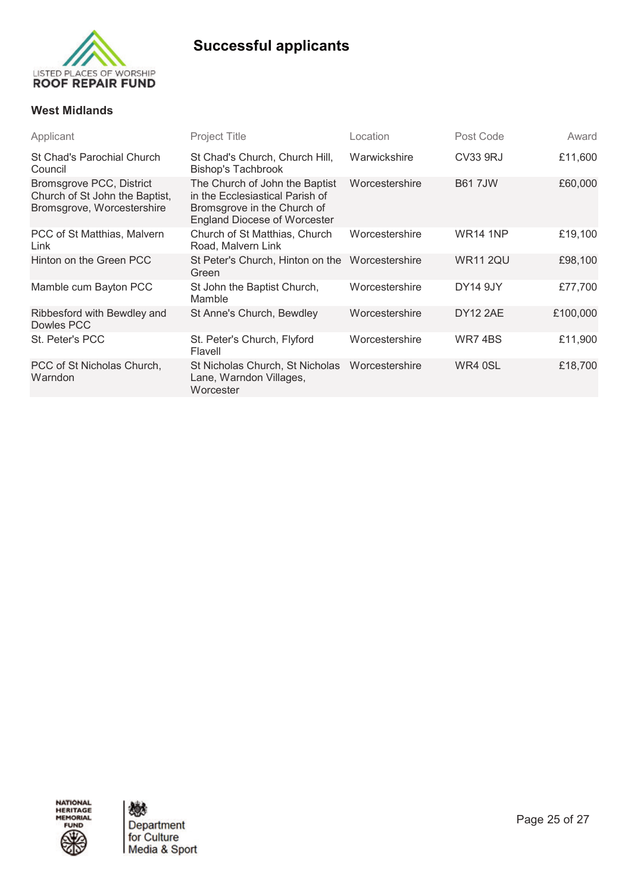# Successful applicants

## West Midlands

| Applicant | Project Title | Location | Post Code | Award |
|---|---|---|---|---|
| St Chad's Parochial Church Council | St Chad's Church, Church Hill, Bishop's Tachbrook | Warwickshire | CV33 9RJ | £11,600 |
| Bromsgrove PCC, District Church of St John the Baptist, Bromsgrove, Worcestershire | The Church of John the Baptist in the Ecclesiastical Parish of Bromsgrove in the Church of England Diocese of Worcester | Worcestershire | B61 7JW | £60,000 |
| PCC of St Matthias, Malvern Link | Church of St Matthias, Church Road, Malvern Link | Worcestershire | WR14 1NP | £19,100 |
| Hinton on the Green PCC | St Peter's Church, Hinton on the Green | Worcestershire | WR11 2QU | £98,100 |
| Mamble cum Bayton PCC | St John the Baptist Church, Mamble | Worcestershire | DY14 9JY | £77,700 |
| Ribbesford with Bewdley and Dowles PCC | St Anne's Church, Bewdley | Worcestershire | DY12 2AE | £100,000 |
| St. Peter's PCC | St. Peter's Church, Flyford Flavell | Worcestershire | WR7 4BS | £11,900 |
| PCC of St Nicholas Church, Warndon | St Nicholas Church, St Nicholas Lane, Warndon Villages, Worcester | Worcestershire | WR4 0SL | £18,700 |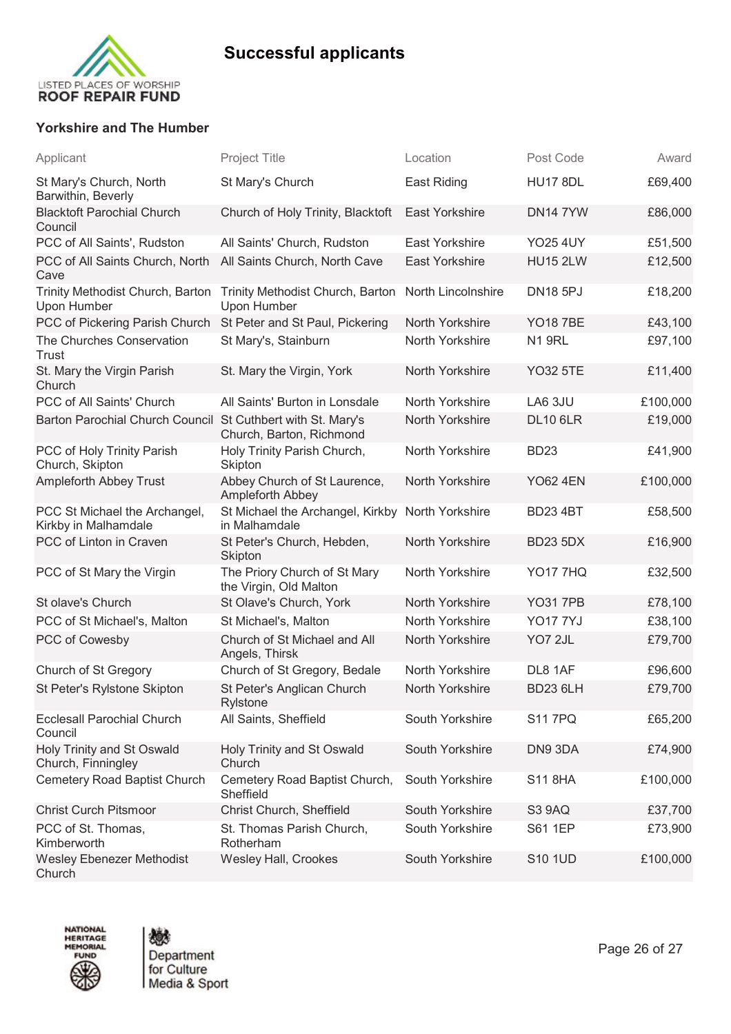## Successful applicants

### Yorkshire and The Humber

| Applicant | Project Title | Location | Post Code | Award |
|---|---|---|---|---|
| St Mary's Church, North Barwithin, Beverly | St Mary's Church | East Riding | HU17 8DL | £69,400 |
| Blacktoft Parochial Church Council | Church of Holy Trinity, Blacktoft | East Yorkshire | DN14 7YW | £86,000 |
| PCC of All Saints', Rudston | All Saints' Church, Rudston | East Yorkshire | YO25 4UY | £51,500 |
| PCC of All Saints Church, North Cave | All Saints Church, North Cave | East Yorkshire | HU15 2LW | £12,500 |
| Trinity Methodist Church, Barton Upon Humber | Trinity Methodist Church, Barton Upon Humber | North Lincolnshire | DN18 5PJ | £18,200 |
| PCC of Pickering Parish Church | St Peter and St Paul, Pickering | North Yorkshire | YO18 7BE | £43,100 |
| The Churches Conservation Trust | St Mary's, Stainburn | North Yorkshire | N1 9RL | £97,100 |
| St. Mary the Virgin Parish Church | St. Mary the Virgin, York | North Yorkshire | YO32 5TE | £11,400 |
| PCC of All Saints' Church | All Saints' Burton in Lonsdale | North Yorkshire | LA6 3JU | £100,000 |
| Barton Parochial Church Council | St Cuthbert with St. Mary's Church, Barton, Richmond | North Yorkshire | DL10 6LR | £19,000 |
| PCC of Holy Trinity Parish Church, Skipton | Holy Trinity Parish Church, Skipton | North Yorkshire | BD23 | £41,900 |
| Ampleforth Abbey Trust | Abbey Church of St Laurence, Ampleforth Abbey | North Yorkshire | YO62 4EN | £100,000 |
| PCC St Michael the Archangel, Kirkby in Malhamdale | St Michael the Archangel, Kirkby in Malhamdale | North Yorkshire | BD23 4BT | £58,500 |
| PCC of Linton in Craven | St Peter's Church, Hebden, Skipton | North Yorkshire | BD23 5DX | £16,900 |
| PCC of St Mary the Virgin | The Priory Church of St Mary the Virgin, Old Malton | North Yorkshire | YO17 7HQ | £32,500 |
| St olave's Church | St Olave's Church, York | North Yorkshire | YO31 7PB | £78,100 |
| PCC of St Michael's, Malton | St Michael's, Malton | North Yorkshire | YO17 7YJ | £38,100 |
| PCC of Cowesby | Church of St Michael and All Angels, Thirsk | North Yorkshire | YO7 2JL | £79,700 |
| Church of St Gregory | Church of St Gregory, Bedale | North Yorkshire | DL8 1AF | £96,600 |
| St Peter's Rylstone Skipton | St Peter's Anglican Church Rylstone | North Yorkshire | BD23 6LH | £79,700 |
| Ecclesall Parochial Church Council | All Saints, Sheffield | South Yorkshire | S11 7PQ | £65,200 |
| Holy Trinity and St Oswald Church, Finningley | Holy Trinity and St Oswald Church | South Yorkshire | DN9 3DA | £74,900 |
| Cemetery Road Baptist Church | Cemetery Road Baptist Church, Sheffield | South Yorkshire | S11 8HA | £100,000 |
| Christ Curch Pitsmoor | Christ Church, Sheffield | South Yorkshire | S3 9AQ | £37,700 |
| PCC of St. Thomas, Kimberworth | St. Thomas Parish Church, Rotherham | South Yorkshire | S61 1EP | £73,900 |
| Wesley Ebenezer Methodist Church | Wesley Hall, Crookes | South Yorkshire | S10 1UD | £100,000 |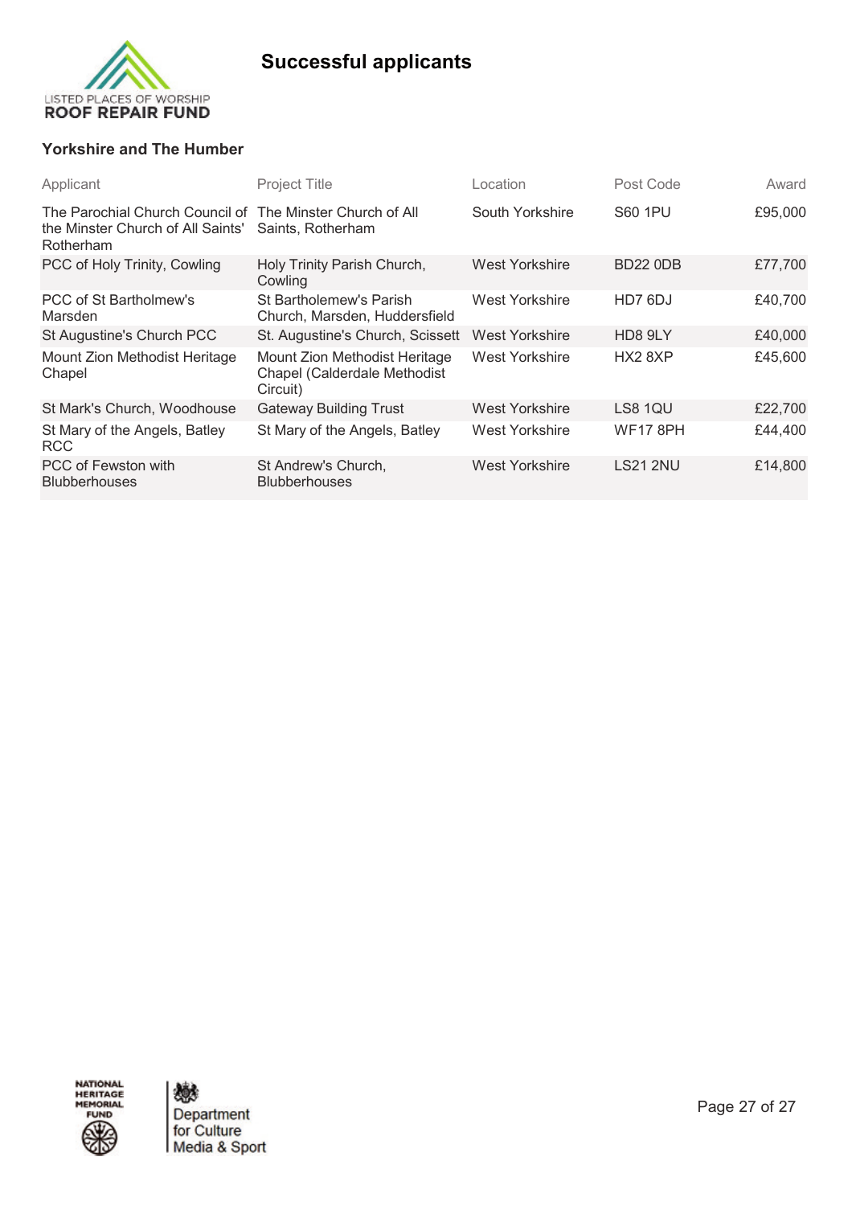# Successful applicants

### Yorkshire and The Humber

| Applicant | Project Title | Location | Post Code | Award |
|---|---|---|---|---|
| The Parochial Church Council of the Minster Church of All Saints' Rotherham | The Minster Church of All Saints, Rotherham | South Yorkshire | S60 1PU | £95,000 |
| PCC of Holy Trinity, Cowling | Holy Trinity Parish Church, Cowling | West Yorkshire | BD22 0DB | £77,700 |
| PCC of St Bartholmew's Marsden | St Bartholemew's Parish Church, Marsden, Huddersfield | West Yorkshire | HD7 6DJ | £40,700 |
| St Augustine's Church PCC | St. Augustine's Church, Scissett | West Yorkshire | HD8 9LY | £40,000 |
| Mount Zion Methodist Heritage Chapel | Mount Zion Methodist Heritage Chapel (Calderdale Methodist Circuit) | West Yorkshire | HX2 8XP | £45,600 |
| St Mark's Church, Woodhouse | Gateway Building Trust | West Yorkshire | LS8 1QU | £22,700 |
| St Mary of the Angels, Batley RCC | St Mary of the Angels, Batley | West Yorkshire | WF17 8PH | £44,400 |
| PCC of Fewston with Blubberhouses | St Andrew's Church, Blubberhouses | West Yorkshire | LS21 2NU | £14,800 |